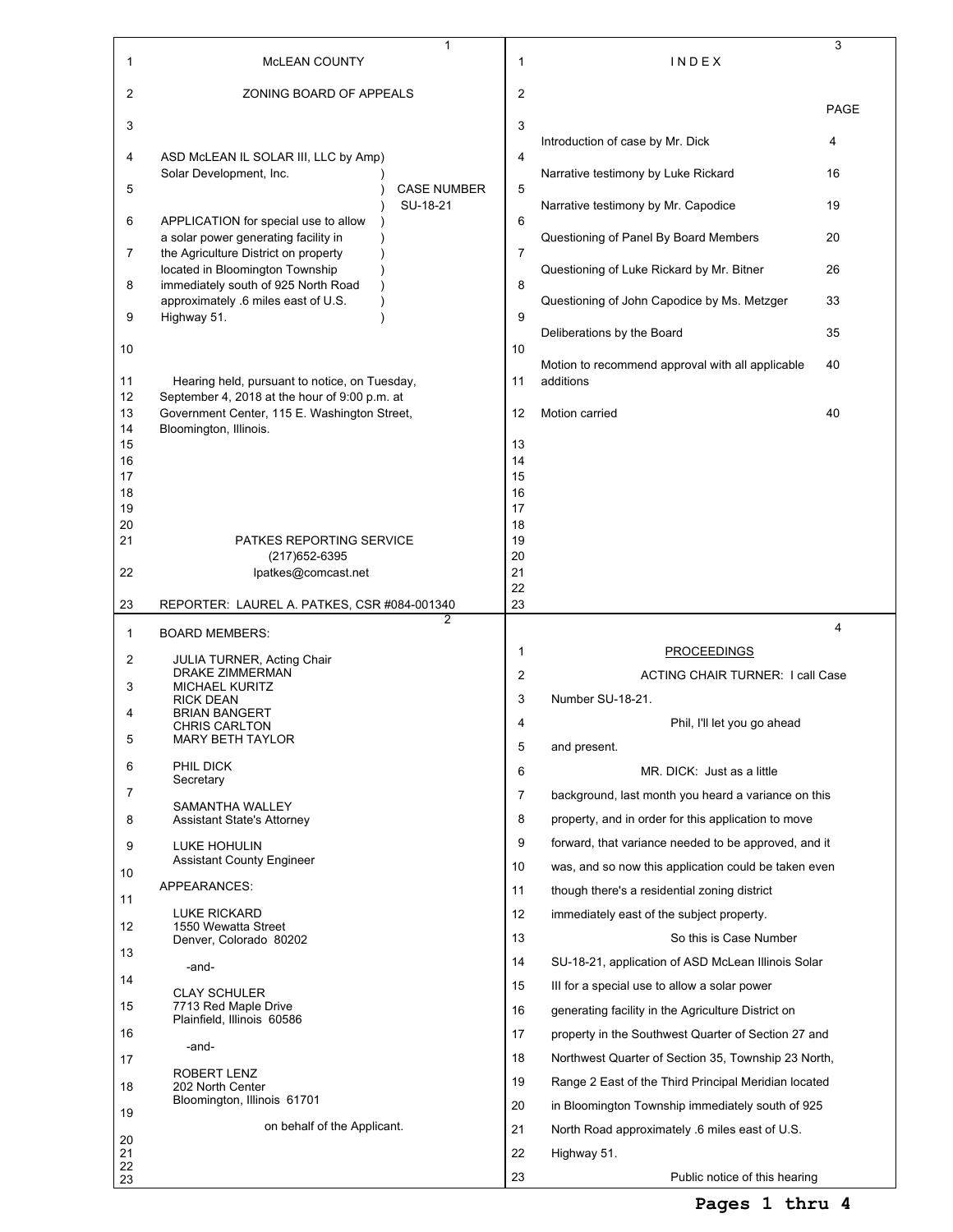McLEAN COUNTY

ZONING BOARD OF APPEALS

ASD McLEAN IL SOLAR III, LLC by Amp Solar Development, Inc.

CASE NUMBER SU-18-21

APPLICATION for special use to allow a solar power generating facility in the Agriculture District on property located in Bloomington Township immediately south of 925 North Road approximately .6 miles east of U.S. Highway 51.

Hearing held, pursuant to notice, on Tuesday, September 4, 2018 at the hour of 9:00 p.m. at Government Center, 115 E. Washington Street, Bloomington, Illinois.

PATKES REPORTING SERVICE
(217)652-6395
lpatkes@comcast.net

REPORTER: LAUREL A. PATKES, CSR #084-001340

BOARD MEMBERS:

JULIA TURNER, Acting Chair
DRAKE ZIMMERMAN
MICHAEL KURITZ
RICK DEAN
BRIAN BANGERT
CHRIS CARLTON
MARY BETH TAYLOR

PHIL DICK
Secretary

SAMANTHA WALLEY
Assistant State's Attorney

LUKE HOHULIN
Assistant County Engineer

APPEARANCES:

LUKE RICKARD
1550 Wewatta Street
Denver, Colorado 80202

-and-

CLAY SCHULER
7713 Red Maple Drive
Plainfield, Illinois 60586

-and-

ROBERT LENZ
202 North Center
Bloomington, Illinois 61701

on behalf of the Applicant.

INDEX

| | PAGE |
|---|---|
| Introduction of case by Mr. Dick | 4 |
| Narrative testimony by Luke Rickard | 16 |
| Narrative testimony by Mr. Capodice | 19 |
| Questioning of Panel By Board Members | 20 |
| Questioning of Luke Rickard by Mr. Bitner | 26 |
| Questioning of John Capodice by Ms. Metzger | 33 |
| Deliberations by the Board | 35 |
| Motion to recommend approval with all applicable additions | 40 |
| Motion carried | 40 |

PROCEEDINGS

ACTING CHAIR TURNER: I call Case Number SU-18-21.

Phil, I'll let you go ahead and present.

MR. DICK: Just as a little background, last month you heard a variance on this property, and in order for this application to move forward, that variance needed to be approved, and it was, and so now this application could be taken even though there's a residential zoning district immediately east of the subject property.

So this is Case Number SU-18-21, application of ASD McLean Illinois Solar III for a special use to allow a solar power generating facility in the Agriculture District on property in the Southwest Quarter of Section 27 and Northwest Quarter of Section 35, Township 23 North, Range 2 East of the Third Principal Meridian located in Bloomington Township immediately south of 925 North Road approximately .6 miles east of U.S. Highway 51.

Public notice of this hearing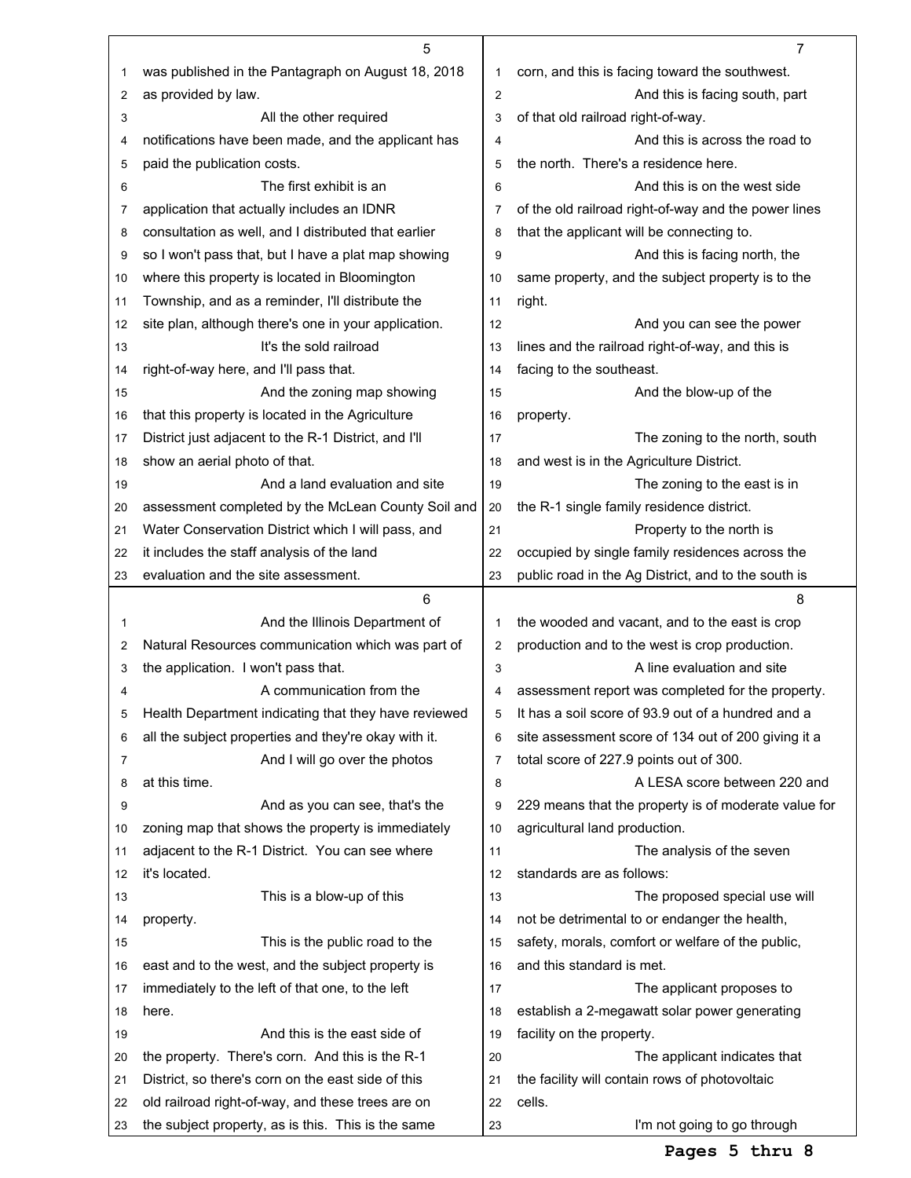was published in the Pantagraph on August 18, 2018 as provided by law.

All the other required notifications have been made, and the applicant has paid the publication costs.

The first exhibit is an application that actually includes an IDNR consultation as well, and I distributed that earlier so I won't pass that, but I have a plat map showing where this property is located in Bloomington Township, and as a reminder, I'll distribute the site plan, although there's one in your application.

It's the sold railroad right-of-way here, and I'll pass that.

And the zoning map showing that this property is located in the Agriculture District just adjacent to the R-1 District, and I'll show an aerial photo of that.

And a land evaluation and site assessment completed by the McLean County Soil and Water Conservation District which I will pass, and it includes the staff analysis of the land evaluation and the site assessment.

And the Illinois Department of Natural Resources communication which was part of the application. I won't pass that.

A communication from the Health Department indicating that they have reviewed all the subject properties and they're okay with it.

And I will go over the photos at this time.

And as you can see, that's the zoning map that shows the property is immediately adjacent to the R-1 District. You can see where it's located.

This is a blow-up of this property.

This is the public road to the east and to the west, and the subject property is immediately to the left of that one, to the left here.

And this is the east side of the property. There's corn. And this is the R-1 District, so there's corn on the east side of this old railroad right-of-way, and these trees are on the subject property, as is this. This is the same corn, and this is facing toward the southwest.

And this is facing south, part of that old railroad right-of-way.

And this is across the road to the north. There's a residence here.

And this is on the west side of the old railroad right-of-way and the power lines that the applicant will be connecting to.

And this is facing north, the same property, and the subject property is to the right.

And you can see the power lines and the railroad right-of-way, and this is facing to the southeast.

And the blow-up of the property.

The zoning to the north, south and west is in the Agriculture District.

The zoning to the east is in the R-1 single family residence district.

Property to the north is occupied by single family residences across the public road in the Ag District, and to the south is the wooded and vacant, and to the east is crop production and to the west is crop production.

A line evaluation and site assessment report was completed for the property. It has a soil score of 93.9 out of a hundred and a site assessment score of 134 out of 200 giving it a total score of 227.9 points out of 300.

A LESA score between 220 and 229 means that the property is of moderate value for agricultural land production.

The analysis of the seven standards are as follows:

The proposed special use will not be detrimental to or endanger the health, safety, morals, comfort or welfare of the public, and this standard is met.

The applicant proposes to establish a 2-megawatt solar power generating facility on the property.

The applicant indicates that the facility will contain rows of photovoltaic cells.

I'm not going to go through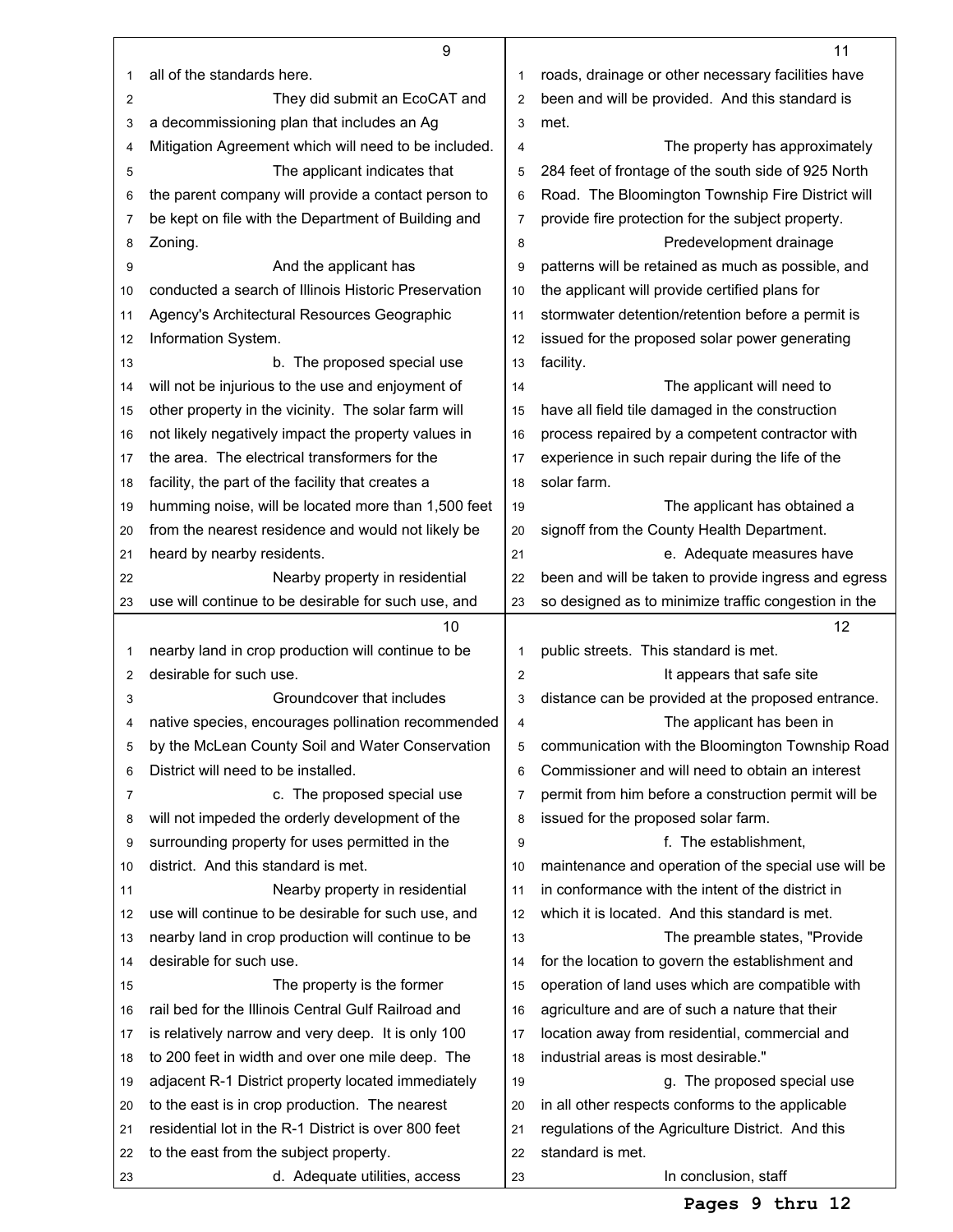all of the standards here.

They did submit an EcoCAT and a decommissioning plan that includes an Ag Mitigation Agreement which will need to be included.

The applicant indicates that the parent company will provide a contact person to be kept on file with the Department of Building and Zoning.

And the applicant has conducted a search of Illinois Historic Preservation Agency's Architectural Resources Geographic Information System.

b. The proposed special use will not be injurious to the use and enjoyment of other property in the vicinity. The solar farm will not likely negatively impact the property values in the area. The electrical transformers for the facility, the part of the facility that creates a humming noise, will be located more than 1,500 feet from the nearest residence and would not likely be heard by nearby residents.

Nearby property in residential use will continue to be desirable for such use, and nearby land in crop production will continue to be desirable for such use.

Groundcover that includes native species, encourages pollination recommended by the McLean County Soil and Water Conservation District will need to be installed.

c. The proposed special use will not impeded the orderly development of the surrounding property for uses permitted in the district. And this standard is met.

Nearby property in residential use will continue to be desirable for such use, and nearby land in crop production will continue to be desirable for such use.

The property is the former rail bed for the Illinois Central Gulf Railroad and is relatively narrow and very deep. It is only 100 to 200 feet in width and over one mile deep. The adjacent R-1 District property located immediately to the east is in crop production. The nearest residential lot in the R-1 District is over 800 feet to the east from the subject property.

d. Adequate utilities, access roads, drainage or other necessary facilities have been and will be provided. And this standard is met.

The property has approximately 284 feet of frontage of the south side of 925 North Road. The Bloomington Township Fire District will provide fire protection for the subject property.

Predevelopment drainage patterns will be retained as much as possible, and the applicant will provide certified plans for stormwater detention/retention before a permit is issued for the proposed solar power generating facility.

The applicant will need to have all field tile damaged in the construction process repaired by a competent contractor with experience in such repair during the life of the solar farm.

The applicant has obtained a signoff from the County Health Department.

e. Adequate measures have been and will be taken to provide ingress and egress so designed as to minimize traffic congestion in the public streets. This standard is met.

It appears that safe site distance can be provided at the proposed entrance.

The applicant has been in communication with the Bloomington Township Road Commissioner and will need to obtain an interest permit from him before a construction permit will be issued for the proposed solar farm.

f. The establishment, maintenance and operation of the special use will be in conformance with the intent of the district in which it is located. And this standard is met.

The preamble states, "Provide for the location to govern the establishment and operation of land uses which are compatible with agriculture and are of such a nature that their location away from residential, commercial and industrial areas is most desirable."

g. The proposed special use in all other respects conforms to the applicable regulations of the Agriculture District. And this standard is met.

In conclusion, staff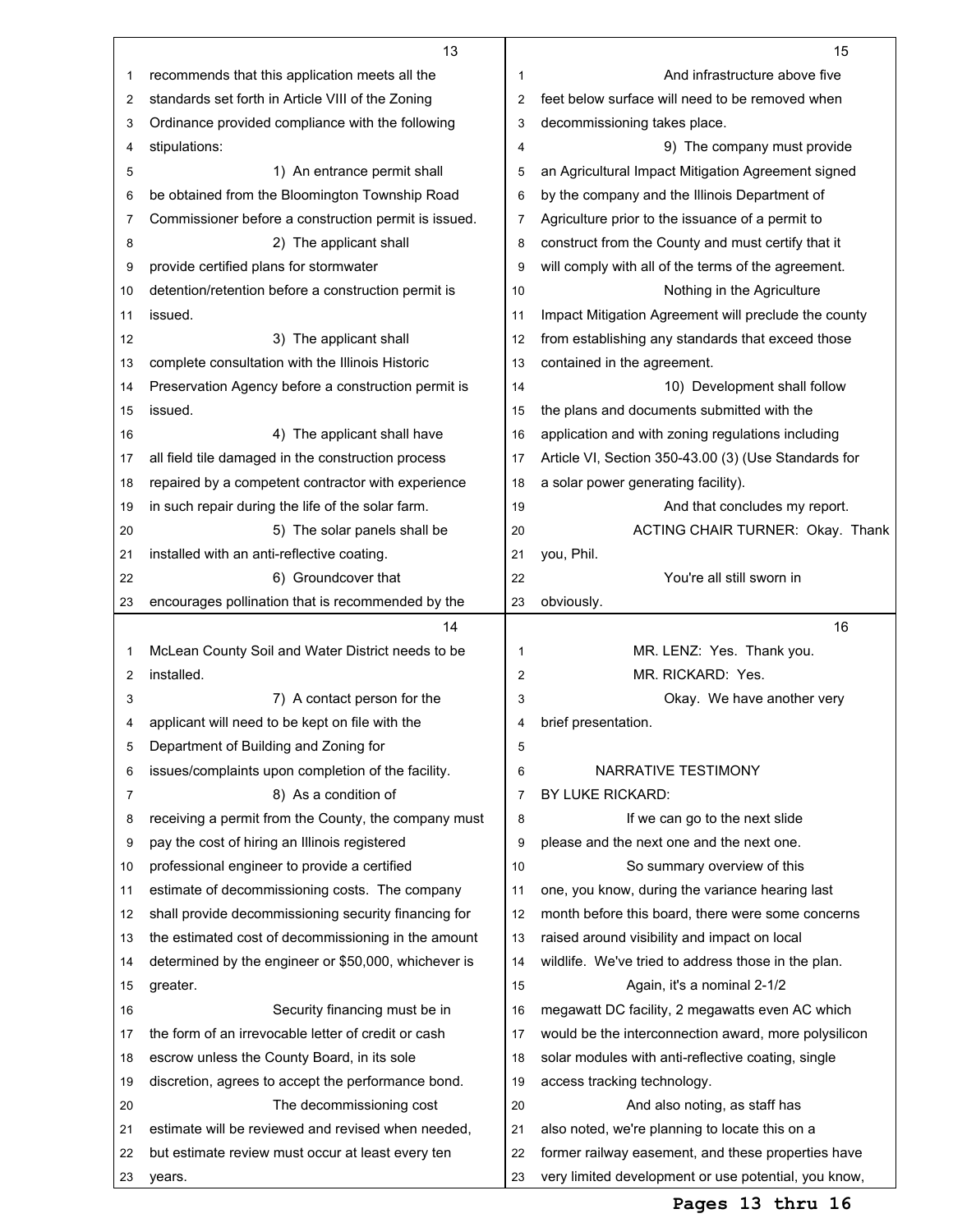recommends that this application meets all the standards set forth in Article VIII of the Zoning Ordinance provided compliance with the following stipulations:

1) An entrance permit shall be obtained from the Bloomington Township Road Commissioner before a construction permit is issued.

2) The applicant shall provide certified plans for stormwater detention/retention before a construction permit is issued.

3) The applicant shall complete consultation with the Illinois Historic Preservation Agency before a construction permit is issued.

4) The applicant shall have all field tile damaged in the construction process repaired by a competent contractor with experience in such repair during the life of the solar farm.

5) The solar panels shall be installed with an anti-reflective coating.

6) Groundcover that encourages pollination that is recommended by the McLean County Soil and Water District needs to be installed.

7) A contact person for the applicant will need to be kept on file with the Department of Building and Zoning for issues/complaints upon completion of the facility.

8) As a condition of receiving a permit from the County, the company must pay the cost of hiring an Illinois registered professional engineer to provide a certified estimate of decommissioning costs. The company shall provide decommissioning security financing for the estimated cost of decommissioning in the amount determined by the engineer or $50,000, whichever is greater.

Security financing must be in the form of an irrevocable letter of credit or cash escrow unless the County Board, in its sole discretion, agrees to accept the performance bond.

The decommissioning cost estimate will be reviewed and revised when needed, but estimate review must occur at least every ten years.

And infrastructure above five feet below surface will need to be removed when decommissioning takes place.

9) The company must provide an Agricultural Impact Mitigation Agreement signed by the company and the Illinois Department of Agriculture prior to the issuance of a permit to construct from the County and must certify that it will comply with all of the terms of the agreement.

Nothing in the Agriculture Impact Mitigation Agreement will preclude the county from establishing any standards that exceed those contained in the agreement.

10) Development shall follow the plans and documents submitted with the application and with zoning regulations including Article VI, Section 350-43.00 (3) (Use Standards for a solar power generating facility).

And that concludes my report.

ACTING CHAIR TURNER: Okay. Thank you, Phil.

You're all still sworn in obviously.

MR. LENZ: Yes. Thank you.

MR. RICKARD: Yes.

Okay. We have another very brief presentation.

NARRATIVE TESTIMONY
BY LUKE RICKARD:

If we can go to the next slide please and the next one and the next one.

So summary overview of this one, you know, during the variance hearing last month before this board, there were some concerns raised around visibility and impact on local wildlife. We've tried to address those in the plan.

Again, it's a nominal 2-1/2 megawatt DC facility, 2 megawatts even AC which would be the interconnection award, more polysilicon solar modules with anti-reflective coating, single access tracking technology.

And also noting, as staff has also noted, we're planning to locate this on a former railway easement, and these properties have very limited development or use potential, you know,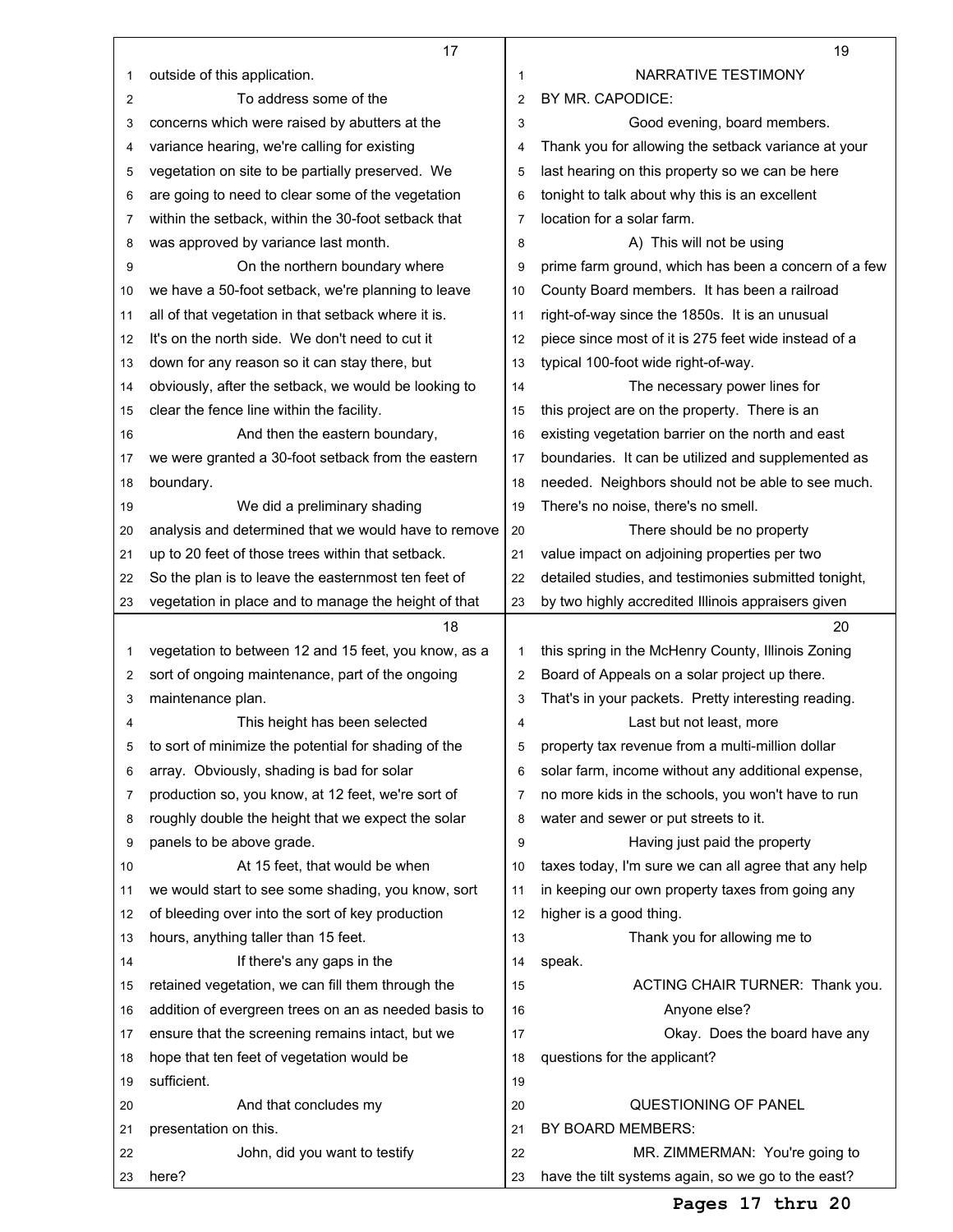outside of this application.

To address some of the concerns which were raised by abutters at the variance hearing, we're calling for existing vegetation on site to be partially preserved. We are going to need to clear some of the vegetation within the setback, within the 30-foot setback that was approved by variance last month.

On the northern boundary where we have a 50-foot setback, we're planning to leave all of that vegetation in that setback where it is. It's on the north side. We don't need to cut it down for any reason so it can stay there, but obviously, after the setback, we would be looking to clear the fence line within the facility.

And then the eastern boundary, we were granted a 30-foot setback from the eastern boundary.

We did a preliminary shading analysis and determined that we would have to remove up to 20 feet of those trees within that setback. So the plan is to leave the easternmost ten feet of vegetation in place and to manage the height of that vegetation to between 12 and 15 feet, you know, as a sort of ongoing maintenance, part of the ongoing maintenance plan.

This height has been selected to sort of minimize the potential for shading of the array. Obviously, shading is bad for solar production so, you know, at 12 feet, we're sort of roughly double the height that we expect the solar panels to be above grade.

At 15 feet, that would be when we would start to see some shading, you know, sort of bleeding over into the sort of key production hours, anything taller than 15 feet.

If there's any gaps in the retained vegetation, we can fill them through the addition of evergreen trees on an as needed basis to ensure that the screening remains intact, but we hope that ten feet of vegetation would be sufficient.

And that concludes my presentation on this.

John, did you want to testify here?

NARRATIVE TESTIMONY

BY MR. CAPODICE:

Good evening, board members. Thank you for allowing the setback variance at your last hearing on this property so we can be here tonight to talk about why this is an excellent location for a solar farm.

A) This will not be using prime farm ground, which has been a concern of a few County Board members. It has been a railroad right-of-way since the 1850s. It is an unusual piece since most of it is 275 feet wide instead of a typical 100-foot wide right-of-way.

The necessary power lines for this project are on the property. There is an existing vegetation barrier on the north and east boundaries. It can be utilized and supplemented as needed. Neighbors should not be able to see much. There's no noise, there's no smell.

There should be no property value impact on adjoining properties per two detailed studies, and testimonies submitted tonight, by two highly accredited Illinois appraisers given this spring in the McHenry County, Illinois Zoning Board of Appeals on a solar project up there. That's in your packets. Pretty interesting reading.

Last but not least, more property tax revenue from a multi-million dollar solar farm, income without any additional expense, no more kids in the schools, you won't have to run water and sewer or put streets to it.

Having just paid the property taxes today, I'm sure we can all agree that any help in keeping our own property taxes from going any higher is a good thing.

Thank you for allowing me to speak.

ACTING CHAIR TURNER: Thank you.

Anyone else?

Okay. Does the board have any questions for the applicant?

QUESTIONING OF PANEL

BY BOARD MEMBERS:

MR. ZIMMERMAN: You're going to have the tilt systems again, so we go to the east?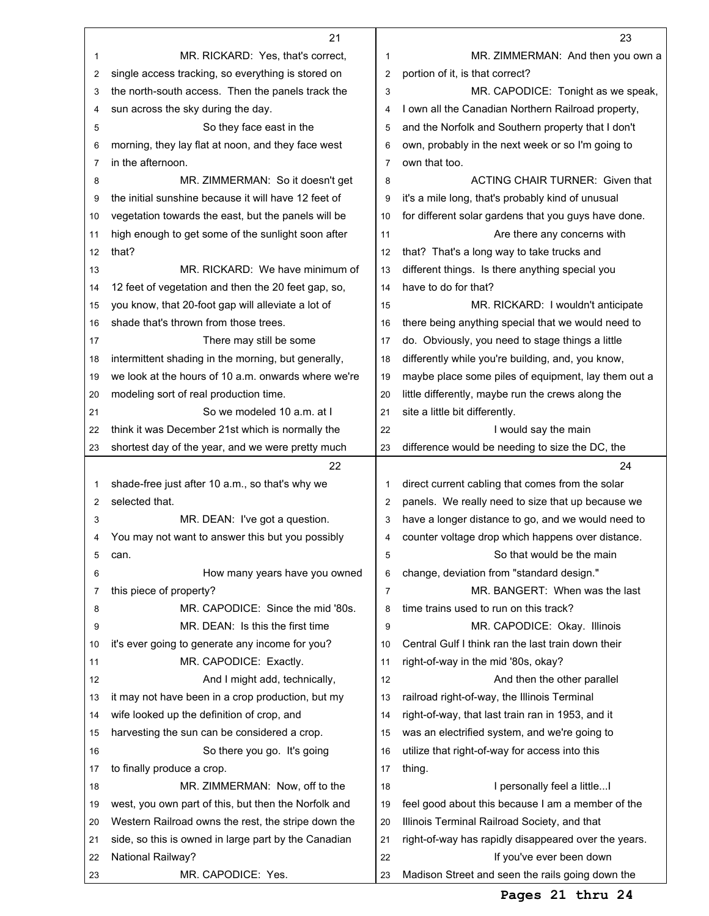MR. RICKARD: Yes, that's correct, single access tracking, so everything is stored on the north-south access. Then the panels track the sun across the sky during the day.

So they face east in the morning, they lay flat at noon, and they face west in the afternoon.

MR. ZIMMERMAN: So it doesn't get the initial sunshine because it will have 12 feet of vegetation towards the east, but the panels will be high enough to get some of the sunlight soon after that?

MR. RICKARD: We have minimum of 12 feet of vegetation and then the 20 feet gap, so, you know, that 20-foot gap will alleviate a lot of shade that's thrown from those trees.

There may still be some intermittent shading in the morning, but generally, we look at the hours of 10 a.m. onwards where we're modeling sort of real production time.

So we modeled 10 a.m. at I think it was December 21st which is normally the shortest day of the year, and we were pretty much shade-free just after 10 a.m., so that's why we selected that.

MR. DEAN: I've got a question. You may not want to answer this but you possibly can.

How many years have you owned this piece of property?

MR. CAPODICE: Since the mid '80s.

MR. DEAN: Is this the first time it's ever going to generate any income for you?

MR. CAPODICE: Exactly.

And I might add, technically, it may not have been in a crop production, but my wife looked up the definition of crop, and harvesting the sun can be considered a crop.

So there you go. It's going to finally produce a crop.

MR. ZIMMERMAN: Now, off to the west, you own part of this, but then the Norfolk and Western Railroad owns the rest, the stripe down the side, so this is owned in large part by the Canadian National Railway?

MR. CAPODICE: Yes.

MR. ZIMMERMAN: And then you own a portion of it, is that correct?

MR. CAPODICE: Tonight as we speak, I own all the Canadian Northern Railroad property, and the Norfolk and Southern property that I don't own, probably in the next week or so I'm going to own that too.

ACTING CHAIR TURNER: Given that it's a mile long, that's probably kind of unusual for different solar gardens that you guys have done.

Are there any concerns with that? That's a long way to take trucks and different things. Is there anything special you have to do for that?

MR. RICKARD: I wouldn't anticipate there being anything special that we would need to do. Obviously, you need to stage things a little differently while you're building, and, you know, maybe place some piles of equipment, lay them out a little differently, maybe run the crews along the site a little bit differently.

I would say the main difference would be needing to size the DC, the direct current cabling that comes from the solar panels. We really need to size that up because we have a longer distance to go, and we would need to counter voltage drop which happens over distance.

So that would be the main change, deviation from "standard design."

MR. BANGERT: When was the last time trains used to run on this track?

MR. CAPODICE: Okay. Illinois Central Gulf I think ran the last train down their right-of-way in the mid '80s, okay?

And then the other parallel railroad right-of-way, the Illinois Terminal right-of-way, that last train ran in 1953, and it was an electrified system, and we're going to utilize that right-of-way for access into this thing.

I personally feel a little...I feel good about this because I am a member of the Illinois Terminal Railroad Society, and that right-of-way has rapidly disappeared over the years.

If you've ever been down Madison Street and seen the rails going down the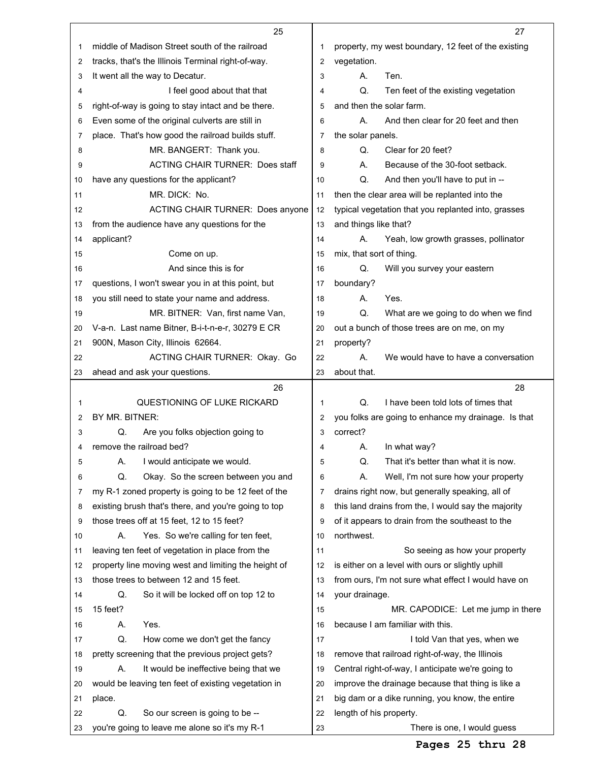middle of Madison Street south of the railroad tracks, that's the Illinois Terminal right-of-way. It went all the way to Decatur.

I feel good about that that right-of-way is going to stay intact and be there. Even some of the original culverts are still in place. That's how good the railroad builds stuff.

MR. BANGERT: Thank you.

ACTING CHAIR TURNER: Does staff have any questions for the applicant?

MR. DICK: No.

ACTING CHAIR TURNER: Does anyone from the audience have any questions for the applicant?

Come on up.

And since this is for questions, I won't swear you in at this point, but you still need to state your name and address.

MR. BITNER: Van, first name Van, V-a-n. Last name Bitner, B-i-t-n-e-r, 30279 E CR 900N, Mason City, Illinois 62664.

ACTING CHAIR TURNER: Okay. Go ahead and ask your questions.

QUESTIONING OF LUKE RICKARD

BY MR. BITNER:

Q. Are you folks objection going to remove the railroad bed?

A. I would anticipate we would.

Q. Okay. So the screen between you and my R-1 zoned property is going to be 12 feet of the existing brush that's there, and you're going to top those trees off at 15 feet, 12 to 15 feet?

A. Yes. So we're calling for ten feet, leaving ten feet of vegetation in place from the property line moving west and limiting the height of those trees to between 12 and 15 feet.

Q. So it will be locked off on top 12 to 15 feet?

A. Yes.

Q. How come we don't get the fancy pretty screening that the previous project gets?

A. It would be ineffective being that we would be leaving ten feet of existing vegetation in place.

Q. So our screen is going to be -- you're going to leave me alone so it's my R-1 property, my west boundary, 12 feet of the existing vegetation.

A. Ten.

Q. Ten feet of the existing vegetation and then the solar farm.

A. And then clear for 20 feet and then the solar panels.

Q. Clear for 20 feet?

A. Because of the 30-foot setback.

Q. And then you'll have to put in -- then the clear area will be replanted into the typical vegetation that you replanted into, grasses and things like that?

A. Yeah, low growth grasses, pollinator mix, that sort of thing.

Q. Will you survey your eastern boundary?

A. Yes.

Q. What are we going to do when we find out a bunch of those trees are on me, on my property?

A. We would have to have a conversation about that.

Q. I have been told lots of times that you folks are going to enhance my drainage. Is that correct?

A. In what way?

Q. That it's better than what it is now.

A. Well, I'm not sure how your property drains right now, but generally speaking, all of this land drains from the, I would say the majority of it appears to drain from the southeast to the northwest.

So seeing as how your property is either on a level with ours or slightly uphill from ours, I'm not sure what effect I would have on your drainage.

MR. CAPODICE: Let me jump in there because I am familiar with this.

I told Van that yes, when we remove that railroad right-of-way, the Illinois Central right-of-way, I anticipate we're going to improve the drainage because that thing is like a big dam or a dike running, you know, the entire length of his property.

There is one, I would guess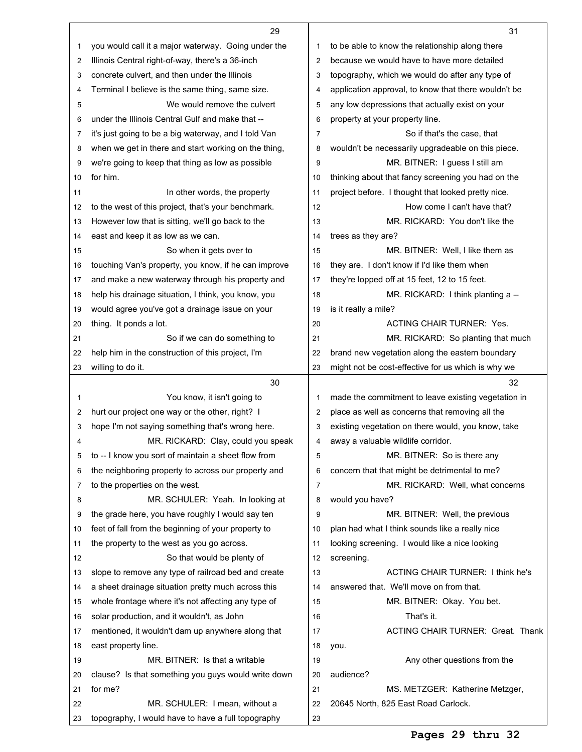you would call it a major waterway. Going under the Illinois Central right-of-way, there's a 36-inch concrete culvert, and then under the Illinois Terminal I believe is the same thing, same size.

We would remove the culvert under the Illinois Central Gulf and make that -- it's just going to be a big waterway, and I told Van when we get in there and start working on the thing, we're going to keep that thing as low as possible for him.

In other words, the property to the west of this project, that's your benchmark. However low that is sitting, we'll go back to the east and keep it as low as we can.

So when it gets over to touching Van's property, you know, if he can improve and make a new waterway through his property and help his drainage situation, I think, you know, you would agree you've got a drainage issue on your thing. It ponds a lot.

So if we can do something to help him in the construction of this project, I'm willing to do it.

You know, it isn't going to hurt our project one way or the other, right? I hope I'm not saying something that's wrong here.

MR. RICKARD: Clay, could you speak to -- I know you sort of maintain a sheet flow from the neighboring property to across our property and to the properties on the west.

MR. SCHULER: Yeah. In looking at the grade here, you have roughly I would say ten feet of fall from the beginning of your property to the property to the west as you go across.

So that would be plenty of slope to remove any type of railroad bed and create a sheet drainage situation pretty much across this whole frontage where it's not affecting any type of solar production, and it wouldn't, as John mentioned, it wouldn't dam up anywhere along that east property line.

MR. BITNER: Is that a writable clause? Is that something you guys would write down for me?

MR. SCHULER: I mean, without a topography, I would have to have a full topography to be able to know the relationship along there because we would have to have more detailed topography, which we would do after any type of application approval, to know that there wouldn't be any low depressions that actually exist on your property at your property line.

So if that's the case, that wouldn't be necessarily upgradeable on this piece.

MR. BITNER: I guess I still am thinking about that fancy screening you had on the project before. I thought that looked pretty nice.

How come I can't have that?

MR. RICKARD: You don't like the trees as they are?

MR. BITNER: Well, I like them as they are. I don't know if I'd like them when they're lopped off at 15 feet, 12 to 15 feet.

MR. RICKARD: I think planting a -- is it really a mile?

ACTING CHAIR TURNER: Yes.

MR. RICKARD: So planting that much brand new vegetation along the eastern boundary might not be cost-effective for us which is why we made the commitment to leave existing vegetation in place as well as concerns that removing all the existing vegetation on there would, you know, take away a valuable wildlife corridor.

MR. BITNER: So is there any concern that that might be detrimental to me?

MR. RICKARD: Well, what concerns would you have?

MR. BITNER: Well, the previous plan had what I think sounds like a really nice looking screening. I would like a nice looking screening.

ACTING CHAIR TURNER: I think he's answered that. We'll move on from that.

MR. BITNER: Okay. You bet.

That's it.

ACTING CHAIR TURNER: Great. Thank you.

Any other questions from the audience?

MS. METZGER: Katherine Metzger, 20645 North, 825 East Road Carlock.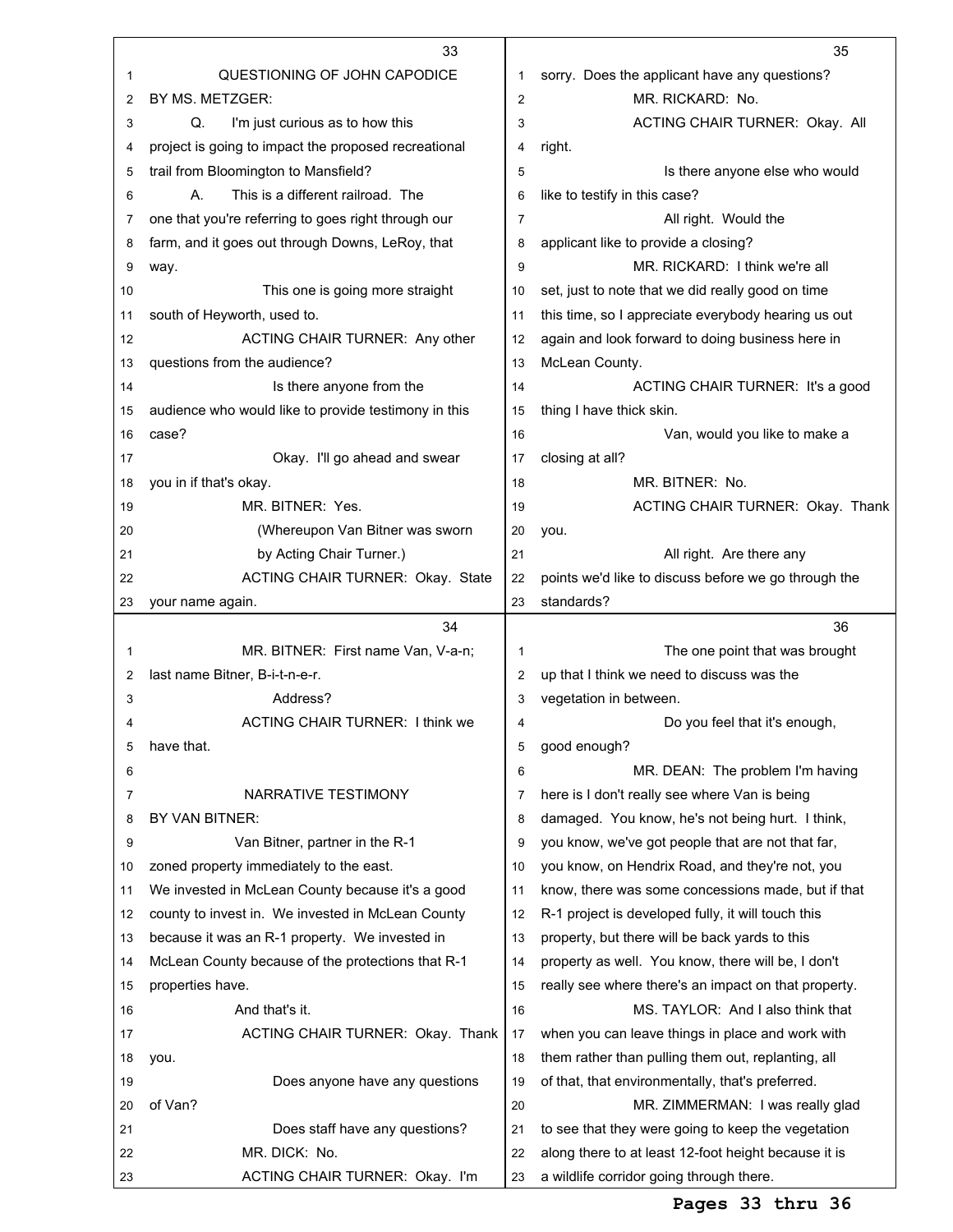QUESTIONING OF JOHN CAPODICE

BY MS. METZGER:

Q. I'm just curious as to how this project is going to impact the proposed recreational trail from Bloomington to Mansfield?

A. This is a different railroad. The one that you're referring to goes right through our farm, and it goes out through Downs, LeRoy, that way.

This one is going more straight south of Heyworth, used to.

ACTING CHAIR TURNER: Any other questions from the audience?

Is there anyone from the audience who would like to provide testimony in this case?

Okay. I'll go ahead and swear you in if that's okay.

MR. BITNER: Yes.

(Whereupon Van Bitner was sworn by Acting Chair Turner.)

ACTING CHAIR TURNER: Okay. State your name again.

MR. BITNER: First name Van, V-a-n; last name Bitner, B-i-t-n-e-r.

Address?

ACTING CHAIR TURNER: I think we have that.

NARRATIVE TESTIMONY

BY VAN BITNER:

Van Bitner, partner in the R-1 zoned property immediately to the east. We invested in McLean County because it's a good county to invest in. We invested in McLean County because it was an R-1 property. We invested in McLean County because of the protections that R-1 properties have.

And that's it.

ACTING CHAIR TURNER: Okay. Thank you.

Does anyone have any questions of Van?

Does staff have any questions?

MR. DICK: No.

ACTING CHAIR TURNER: Okay. I'm sorry. Does the applicant have any questions?

MR. RICKARD: No.

ACTING CHAIR TURNER: Okay. All right.

Is there anyone else who would like to testify in this case?

All right. Would the applicant like to provide a closing?

MR. RICKARD: I think we're all set, just to note that we did really good on time this time, so I appreciate everybody hearing us out again and look forward to doing business here in McLean County.

ACTING CHAIR TURNER: It's a good thing I have thick skin.

Van, would you like to make a closing at all?

MR. BITNER: No.

ACTING CHAIR TURNER: Okay. Thank you.

All right. Are there any points we'd like to discuss before we go through the standards?

The one point that was brought up that I think we need to discuss was the vegetation in between.

Do you feel that it's enough, good enough?

MR. DEAN: The problem I'm having here is I don't really see where Van is being damaged. You know, he's not being hurt. I think, you know, we've got people that are not that far, you know, on Hendrix Road, and they're not, you know, there was some concessions made, but if that R-1 project is developed fully, it will touch this property, but there will be back yards to this property as well. You know, there will be, I don't really see where there's an impact on that property.

MS. TAYLOR: And I also think that when you can leave things in place and work with them rather than pulling them out, replanting, all of that, that environmentally, that's preferred.

MR. ZIMMERMAN: I was really glad to see that they were going to keep the vegetation along there to at least 12-foot height because it is a wildlife corridor going through there.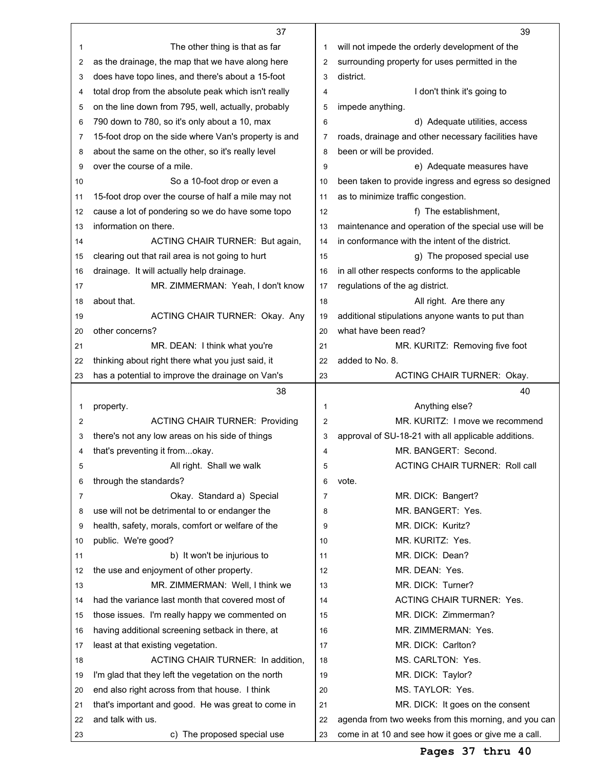The other thing is that as far as the drainage, the map that we have along here does have topo lines, and there's about a 15-foot total drop from the absolute peak which isn't really on the line down from 795, well, actually, probably 790 down to 780, so it's only about a 10, max 15-foot drop on the side where Van's property is and about the same on the other, so it's really level over the course of a mile.

So a 10-foot drop or even a 15-foot drop over the course of half a mile may not cause a lot of pondering so we do have some topo information on there.

ACTING CHAIR TURNER: But again, clearing out that rail area is not going to hurt drainage. It will actually help drainage.

MR. ZIMMERMAN: Yeah, I don't know about that.

ACTING CHAIR TURNER: Okay. Any other concerns?

MR. DEAN: I think what you're thinking about right there what you just said, it has a potential to improve the drainage on Van's property.

ACTING CHAIR TURNER: Providing there's not any low areas on his side of things that's preventing it from...okay.

All right. Shall we walk through the standards?

Okay. Standard a) Special use will not be detrimental to or endanger the health, safety, morals, comfort or welfare of the public. We're good?

b) It won't be injurious to the use and enjoyment of other property.

MR. ZIMMERMAN: Well, I think we had the variance last month that covered most of those issues. I'm really happy we commented on having additional screening setback in there, at least at that existing vegetation.

ACTING CHAIR TURNER: In addition, I'm glad that they left the vegetation on the north end also right across from that house. I think that's important and good. He was great to come in and talk with us.

c) The proposed special use will not impede the orderly development of the surrounding property for uses permitted in the district.

I don't think it's going to impede anything.

d) Adequate utilities, access roads, drainage and other necessary facilities have been or will be provided.

e) Adequate measures have been taken to provide ingress and egress so designed as to minimize traffic congestion.

f) The establishment, maintenance and operation of the special use will be in conformance with the intent of the district.

g) The proposed special use in all other respects conforms to the applicable regulations of the ag district.

All right. Are there any additional stipulations anyone wants to put than what have been read?

MR. KURITZ: Removing five foot added to No. 8.

ACTING CHAIR TURNER: Okay.

Anything else?

MR. KURITZ: I move we recommend approval of SU-18-21 with all applicable additions.

MR. BANGERT: Second.

ACTING CHAIR TURNER: Roll call vote.

MR. DICK: Bangert?

MR. BANGERT: Yes.

MR. DICK: Kuritz?

MR. KURITZ: Yes.

MR. DICK: Dean?

MR. DEAN: Yes.

MR. DICK: Turner?

ACTING CHAIR TURNER: Yes.

MR. DICK: Zimmerman?

MR. ZIMMERMAN: Yes.

MR. DICK: Carlton?

MS. CARLTON: Yes.

MR. DICK: Taylor?

MS. TAYLOR: Yes.

MR. DICK: It goes on the consent agenda from two weeks from this morning, and you can come in at 10 and see how it goes or give me a call.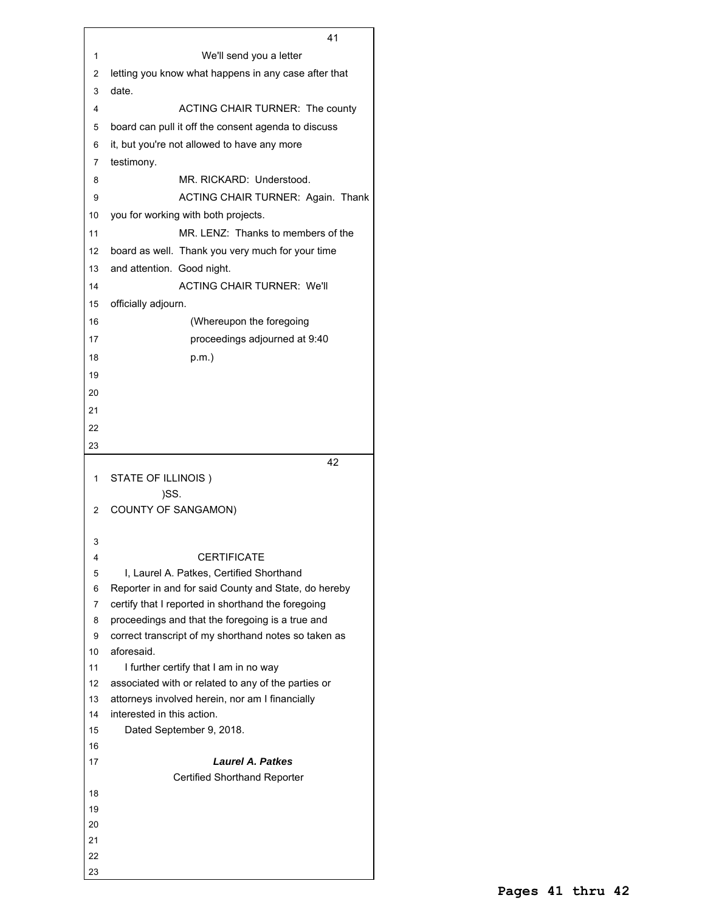We'll send you a letter letting you know what happens in any case after that date.

ACTING CHAIR TURNER: The county board can pull it off the consent agenda to discuss it, but you're not allowed to have any more testimony.

MR. RICKARD: Understood.

ACTING CHAIR TURNER: Again. Thank you for working with both projects.

MR. LENZ: Thanks to members of the board as well. Thank you very much for your time and attention. Good night.

ACTING CHAIR TURNER: We'll officially adjourn.

(Whereupon the foregoing proceedings adjourned at 9:40 p.m.)

STATE OF ILLINOIS )
)SS.
COUNTY OF SANGAMON)

CERTIFICATE

I, Laurel A. Patkes, Certified Shorthand Reporter in and for said County and State, do hereby certify that I reported in shorthand the foregoing proceedings and that the foregoing is a true and correct transcript of my shorthand notes so taken as aforesaid.

I further certify that I am in no way associated with or related to any of the parties or attorneys involved herein, nor am I financially interested in this action.

Dated September 9, 2018.

***Laurel A. Patkes***
Certified Shorthand Reporter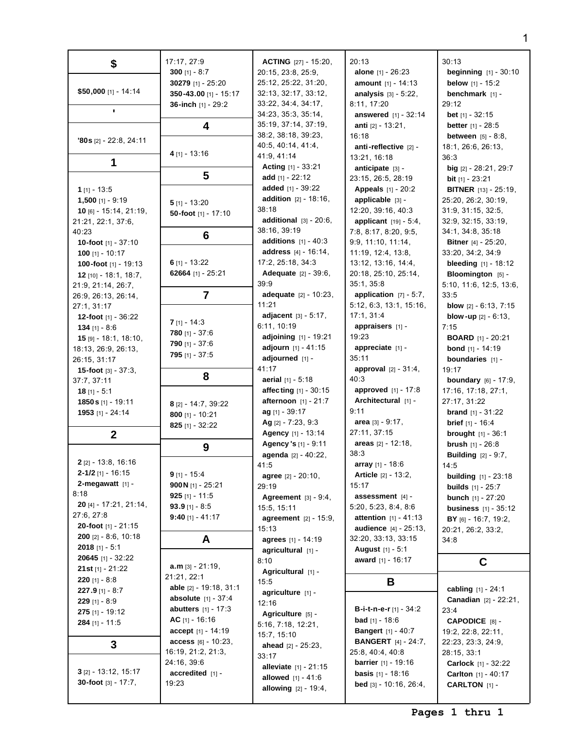## $

**$50,000** [1] - 14:14

## '

**'80s** [2] - 22:8, 24:11

## 1

**1** [1] - 13:5
**1,500** [1] - 9:19
**10** [6] - 15:14, 21:19, 21:21, 22:1, 37:6, 40:23
**10-foot** [1] - 37:10
**100** [1] - 10:17
**100-foot** [1] - 19:13
**12** [10] - 18:1, 18:7, 21:9, 21:14, 26:7, 26:9, 26:13, 26:14, 27:1, 31:17
**12-foot** [1] - 36:22
**134** [1] - 8:6
**15** [9] - 18:1, 18:10, 18:13, 26:9, 26:13, 26:15, 31:17
**15-foot** [3] - 37:3, 37:7, 37:11
**18** [1] - 5:1
**1850s** [1] - 19:11
**1953** [1] - 24:14

## 2

**2** [2] - 13:8, 16:16
**2-1/2** [1] - 16:15
**2-megawatt** [1] - 8:18
**20** [4] - 17:21, 21:14, 27:6, 27:8
**20-foot** [1] - 21:15
**200** [2] - 8:6, 10:18
**2018** [1] - 5:1
**20645** [1] - 32:22
**21st** [1] - 21:22
**220** [1] - 8:8
**227.9** [1] - 8:7
**229** [1] - 8:9
**275** [1] - 19:12
**284** [1] - 11:5

## 3

**3** [2] - 13:12, 15:17
**30-foot** [3] - 17:7, 17:17, 27:9
**300** [1] - 8:7
**30279** [1] - 25:20
**350-43.00** [1] - 15:17
**36-inch** [1] - 29:2

## 4

**4** [1] - 13:16

## 5

**5** [1] - 13:20
**50-foot** [1] - 17:10

## 6

**6** [1] - 13:22
**62664** [1] - 25:21

## 7

**7** [1] - 14:3
**780** [1] - 37:6
**790** [1] - 37:6
**795** [1] - 37:5

## 8

**8** [2] - 14:7, 39:22
**800** [1] - 10:21
**825** [1] - 32:22

## 9

**9** [1] - 15:4
**900N** [1] - 25:21
**925** [1] - 11:5
**93.9** [1] - 8:5
**9:40** [1] - 41:17

## A

**a.m** [3] - 21:19, 21:21, 22:1
**able** [2] - 19:18, 31:1
**absolute** [1] - 37:4
**abutters** [1] - 17:3
**AC** [1] - 16:16
**accept** [1] - 14:19
**access** [6] - 10:23, 16:19, 21:2, 21:3, 24:16, 39:6
**accredited** [1] - 19:23
**ACTING** [27] - 15:20, 20:15, 23:8, 25:9, 25:12, 25:22, 31:20, 32:13, 32:17, 33:12, 33:22, 34:4, 34:17, 34:23, 35:3, 35:14, 35:19, 37:14, 37:19, 38:2, 38:18, 39:23, 40:5, 40:14, 41:4, 41:9, 41:14
**Acting** [1] - 33:21
**add** [1] - 22:12
**added** [1] - 39:22
**addition** [2] - 18:16, 38:18
**additional** [3] - 20:6, 38:16, 39:19
**additions** [1] - 40:3
**address** [4] - 16:14, 17:2, 25:18, 34:3
**Adequate** [2] - 39:6, 39:9
**adequate** [2] - 10:23, 11:21
**adjacent** [3] - 5:17, 6:11, 10:19
**adjoining** [1] - 19:21
**adjourn** [1] - 41:15
**adjourned** [1] - 41:17
**aerial** [1] - 5:18
**affecting** [1] - 30:15
**afternoon** [1] - 21:7
**ag** [1] - 39:17
**Ag** [2] - 7:23, 9:3
**Agency** [1] - 13:14
**Agency's** [1] - 9:11
**agenda** [2] - 40:22, 41:5
**agree** [2] - 20:10, 29:19
**Agreement** [3] - 9:4, 15:5, 15:11
**agreement** [2] - 15:9, 15:13
**agrees** [1] - 14:19
**agricultural** [1] - 8:10
**Agricultural** [1] - 15:5
**agriculture** [1] - 12:16
**Agriculture** [5] - 5:16, 7:18, 12:21, 15:7, 15:10
**ahead** [2] - 25:23, 33:17
**alleviate** [1] - 21:15
**allowed** [1] - 41:6
**allowing** [2] - 19:4, 20:13
**alone** [1] - 26:23
**amount** [1] - 14:13
**analysis** [3] - 5:22, 8:11, 17:20
**answered** [1] - 32:14
**anti** [2] - 13:21, 16:18
**anti-reflective** [2] - 13:21, 16:18
**anticipate** [3] - 23:15, 26:5, 28:19
**Appeals** [1] - 20:2
**applicable** [3] - 12:20, 39:16, 40:3
**applicant** [19] - 5:4, 7:8, 8:17, 8:20, 9:5, 9:9, 11:10, 11:14, 11:19, 12:4, 13:8, 13:12, 13:16, 14:4, 20:18, 25:10, 25:14, 35:1, 35:8
**application** [7] - 5:7, 5:12, 6:3, 13:1, 15:16, 17:1, 31:4
**appraisers** [1] - 19:23
**appreciate** [1] - 35:11
**approval** [2] - 31:4, 40:3
**approved** [1] - 17:8
**Architectural** [1] - 9:11
**area** [3] - 9:17, 27:11, 37:15
**areas** [2] - 12:18, 38:3
**array** [1] - 18:6
**Article** [2] - 13:2, 15:17
**assessment** [4] - 5:20, 5:23, 8:4, 8:6
**attention** [1] - 41:13
**audience** [4] - 25:13, 32:20, 33:13, 33:15
**August** [1] - 5:1
**award** [1] - 16:17

## B

**B-i-t-n-e-r** [1] - 34:2
**bad** [1] - 18:6
**Bangert** [1] - 40:7
**BANGERT** [4] - 24:7, 25:8, 40:4, 40:8
**barrier** [1] - 19:16
**basis** [1] - 18:16
**bed** [3] - 10:16, 26:4, 30:13
**beginning** [1] - 30:10
**below** [1] - 15:2
**benchmark** [1] - 29:12
**bet** [1] - 32:15
**better** [1] - 28:5
**between** [5] - 8:8, 18:1, 26:6, 26:13, 36:3
**big** [2] - 28:21, 29:7
**bit** [1] - 23:21
**BITNER** [13] - 25:19, 25:20, 26:2, 30:19, 31:9, 31:15, 32:5, 32:9, 32:15, 33:19, 34:1, 34:8, 35:18
**Bitner** [4] - 25:20, 33:20, 34:2, 34:9
**bleeding** [1] - 18:12
**Bloomington** [5] - 5:10, 11:6, 12:5, 13:6, 33:5
**blow** [2] - 6:13, 7:15
**blow-up** [2] - 6:13, 7:15
**BOARD** [1] - 20:21
**bond** [1] - 14:19
**boundaries** [1] - 19:17
**boundary** [6] - 17:9, 17:16, 17:18, 27:1, 27:17, 31:22
**brand** [1] - 31:22
**brief** [1] - 16:4
**brought** [1] - 36:1
**brush** [1] - 26:8
**Building** [2] - 9:7, 14:5
**building** [1] - 23:18
**builds** [1] - 25:7
**bunch** [1] - 27:20
**business** [1] - 35:12
**BY** [6] - 16:7, 19:2, 20:21, 26:2, 33:2, 34:8

## C

**cabling** [1] - 24:1
**Canadian** [2] - 22:21, 23:4
**CAPODICE** [8] - 19:2, 22:8, 22:11, 22:23, 23:3, 24:9, 28:15, 33:1
**Carlock** [1] - 32:22
**Carlton** [1] - 40:17
**CARLTON** [1] -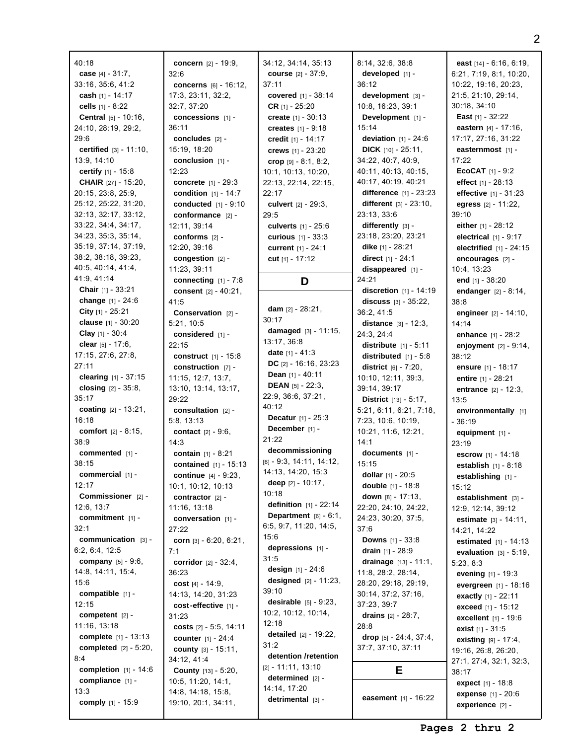40:18
**case** [4] - 31:7, 33:16, 35:6, 41:2
**cash** [1] - 14:17
**cells** [1] - 8:22
**Central** [5] - 10:16, 24:10, 28:19, 29:2, 29:6
**certified** [3] - 11:10, 13:9, 14:10
**certify** [1] - 15:8
**CHAIR** [27] - 15:20, 20:15, 23:8, 25:9, 25:12, 25:22, 31:20, 32:13, 32:17, 33:12, 33:22, 34:4, 34:17, 34:23, 35:3, 35:14, 35:19, 37:14, 37:19, 38:2, 38:18, 39:23, 40:5, 40:14, 41:4, 41:9, 41:14
**Chair** [1] - 33:21
**change** [1] - 24:6
**City** [1] - 25:21
**clause** [1] - 30:20
**Clay** [1] - 30:4
**clear** [5] - 17:6, 17:15, 27:6, 27:8, 27:11
**clearing** [1] - 37:15
**closing** [2] - 35:8, 35:17
**coating** [2] - 13:21, 16:18
**comfort** [2] - 8:15, 38:9
**commented** [1] - 38:15
**commercial** [1] - 12:17
**Commissioner** [2] - 12:6, 13:7
**commitment** [1] - 32:1
**communication** [3] - 6:2, 6:4, 12:5
**company** [5] - 9:6, 14:8, 14:11, 15:4, 15:6
**compatible** [1] - 12:15
**competent** [2] - 11:16, 13:18
**complete** [1] - 13:13
**completed** [2] - 5:20, 8:4
**completion** [1] - 14:6
**compliance** [1] - 13:3
**comply** [1] - 15:9
**concern** [2] - 19:9, 32:6
**concerns** [6] - 16:12, 17:3, 23:11, 32:2, 32:7, 37:20
**concessions** [1] - 36:11
**concludes** [2] - 15:19, 18:20
**conclusion** [1] - 12:23
**concrete** [1] - 29:3
**condition** [1] - 14:7
**conducted** [1] - 9:10
**conformance** [2] - 12:11, 39:14
**conforms** [2] - 12:20, 39:16
**congestion** [2] - 11:23, 39:11
**connecting** [1] - 7:8
**consent** [2] - 40:21, 41:5
**Conservation** [2] - 5:21, 10:5
**considered** [1] - 22:15
**construct** [1] - 15:8
**construction** [7] - 11:15, 12:7, 13:7, 13:10, 13:14, 13:17, 29:22
**consultation** [2] - 5:8, 13:13
**contact** [2] - 9:6, 14:3
**contain** [1] - 8:21
**contained** [1] - 15:13
**continue** [4] - 9:23, 10:1, 10:12, 10:13
**contractor** [2] - 11:16, 13:18
**conversation** [1] - 27:22
**corn** [3] - 6:20, 6:21, 7:1
**corridor** [2] - 32:4, 36:23
**cost** [4] - 14:9, 14:13, 14:20, 31:23
**cost-effective** [1] - 31:23
**costs** [2] - 5:5, 14:11
**counter** [1] - 24:4
**county** [3] - 15:11, 34:12, 41:4
**County** [13] - 5:20, 10:5, 11:20, 14:1, 14:8, 14:18, 15:8, 19:10, 20:1, 34:11, 34:12, 34:14, 35:13
**course** [2] - 37:9, 37:11
**covered** [1] - 38:14
**CR** [1] - 25:20
**create** [1] - 30:13
**creates** [1] - 9:18
**credit** [1] - 14:17
**crews** [1] - 23:20
**crop** [9] - 8:1, 8:2, 10:1, 10:13, 10:20, 22:13, 22:14, 22:15, 22:17
**culvert** [2] - 29:3, 29:5
**culverts** [1] - 25:6
**curious** [1] - 33:3
**current** [1] - 24:1
**cut** [1] - 17:12

## D

**dam** [2] - 28:21, 30:17
**damaged** [3] - 11:15, 13:17, 36:8
**date** [1] - 41:3
**DC** [2] - 16:16, 23:23
**Dean** [1] - 40:11
**DEAN** [5] - 22:3, 22:9, 36:6, 37:21, 40:12
**Decatur** [1] - 25:3
**December** [1] - 21:22
**decommissioning** [6] - 9:3, 14:11, 14:12, 14:13, 14:20, 15:3
**deep** [2] - 10:17, 10:18
**definition** [1] - 22:14
**Department** [6] - 6:1, 6:5, 9:7, 11:20, 14:5, 15:6
**depressions** [1] - 31:5
**design** [1] - 24:6
**designed** [2] - 11:23, 39:10
**desirable** [5] - 9:23, 10:2, 10:12, 10:14, 12:18
**detailed** [2] - 19:22, 31:2
**detention /retention** [2] - 11:11, 13:10
**determined** [2] - 14:14, 17:20
**detrimental** [3] - 8:14, 32:6, 38:8
**developed** [1] - 36:12
**development** [3] - 10:8, 16:23, 39:1
**Development** [1] - 15:14
**deviation** [1] - 24:6
**DICK** [10] - 25:11, 34:22, 40:7, 40:9, 40:11, 40:13, 40:15, 40:17, 40:19, 40:21
**difference** [1] - 23:23
**different** [3] - 23:10, 23:13, 33:6
**differently** [3] - 23:18, 23:20, 23:21
**dike** [1] - 28:21
**direct** [1] - 24:1
**disappeared** [1] - 24:21
**discretion** [1] - 14:19
**discuss** [3] - 35:22, 36:2, 41:5
**distance** [3] - 12:3, 24:3, 24:4
**distribute** [1] - 5:11
**distributed** [1] - 5:8
**district** [6] - 7:20, 10:10, 12:11, 39:3, 39:14, 39:17
**District** [13] - 5:17, 5:21, 6:11, 6:21, 7:18, 7:23, 10:6, 10:19, 10:21, 11:6, 12:21, 14:1
**documents** [1] - 15:15
**dollar** [1] - 20:5
**double** [1] - 18:8
**down** [8] - 17:13, 22:20, 24:10, 24:22, 24:23, 30:20, 37:5, 37:6
**Downs** [1] - 33:8
**drain** [1] - 28:9
**drainage** [13] - 11:1, 11:8, 28:2, 28:14, 28:20, 29:18, 29:19, 30:14, 37:2, 37:16, 37:23, 39:7
**drains** [2] - 28:7, 28:8
**drop** [5] - 24:4, 37:4, 37:7, 37:10, 37:11

## E

**easement** [1] - 16:22
**east** [14] - 6:16, 6:19, 6:21, 7:19, 8:1, 10:20, 10:22, 19:16, 20:23, 21:5, 21:10, 29:14, 30:18, 34:10
**East** [1] - 32:22
**eastern** [4] - 17:16, 17:17, 27:16, 31:22
**easternmost** [1] - 17:22
**EcoCAT** [1] - 9:2
**effect** [1] - 28:13
**effective** [1] - 31:23
**egress** [2] - 11:22, 39:10
**either** [1] - 28:12
**electrical** [1] - 9:17
**electrified** [1] - 24:15
**encourages** [2] - 10:4, 13:23
**end** [1] - 38:20
**endanger** [2] - 8:14, 38:8
**engineer** [2] - 14:10, 14:14
**enhance** [1] - 28:2
**enjoyment** [2] - 9:14, 38:12
**ensure** [1] - 18:17
**entire** [1] - 28:21
**entrance** [2] - 12:3, 13:5
**environmentally** [1] - 36:19
**equipment** [1] - 23:19
**escrow** [1] - 14:18
**establish** [1] - 8:18
**establishing** [1] - 15:12
**establishment** [3] - 12:9, 12:14, 39:12
**estimate** [3] - 14:11, 14:21, 14:22
**estimated** [1] - 14:13
**evaluation** [3] - 5:19, 5:23, 8:3
**evening** [1] - 19:3
**evergreen** [1] - 18:16
**exactly** [1] - 22:11
**exceed** [1] - 15:12
**excellent** [1] - 19:6
**exist** [1] - 31:5
**existing** [9] - 17:4, 19:16, 26:8, 26:20, 27:1, 27:4, 32:1, 32:3, 38:17
**expect** [1] - 18:8
**expense** [1] - 20:6
**experience** [2] -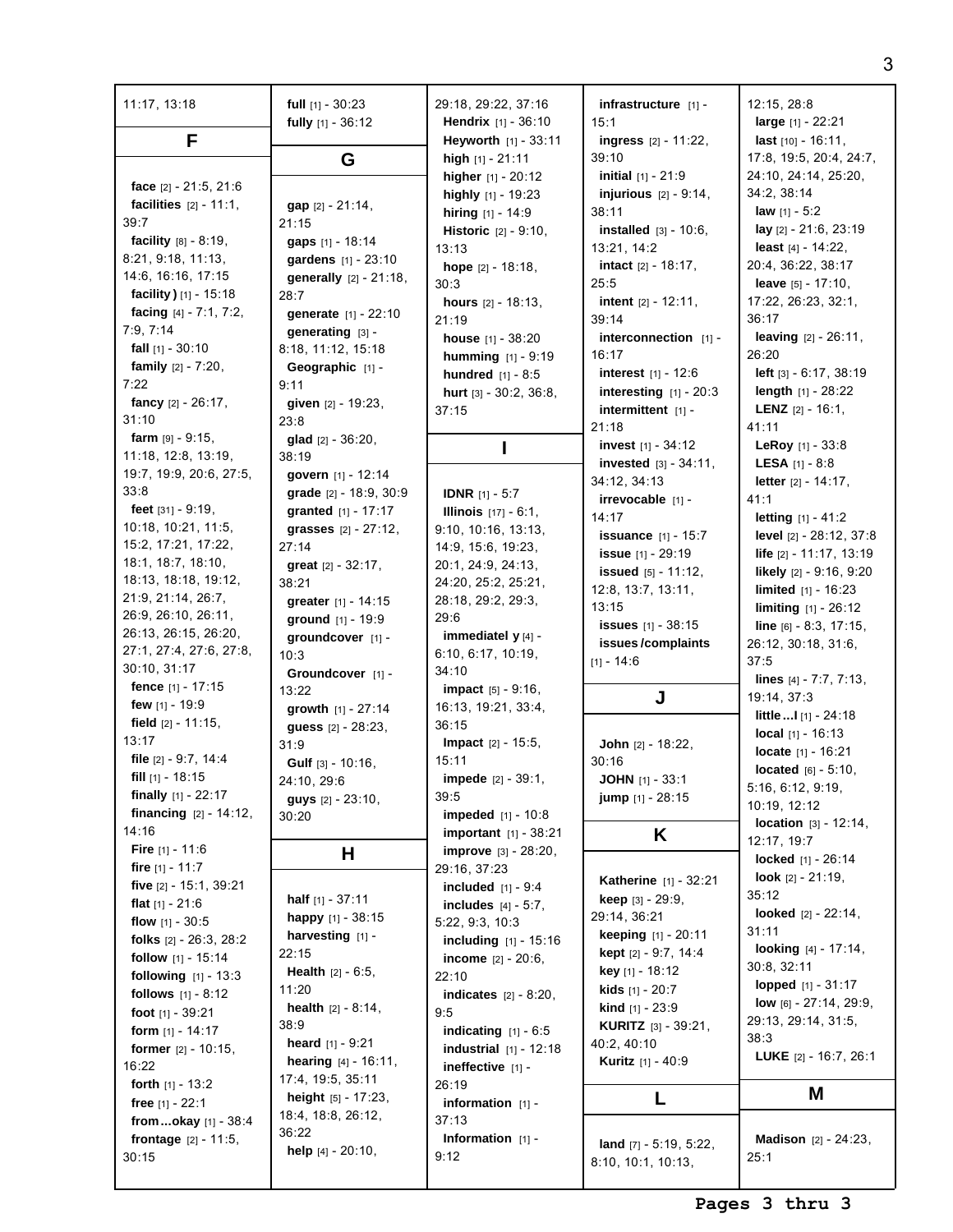11:17, 13:18

## F

**face** [2] - 21:5, 21:6
**facilities** [2] - 11:1, 39:7
**facility** [8] - 8:19, 8:21, 9:18, 11:13, 14:6, 16:16, 17:15
**facility)** [1] - 15:18
**facing** [4] - 7:1, 7:2, 7:9, 7:14
**fall** [1] - 30:10
**family** [2] - 7:20, 7:22
**fancy** [2] - 26:17, 31:10
**farm** [9] - 9:15, 11:18, 12:8, 13:19, 19:7, 19:9, 20:6, 27:5, 33:8
**feet** [31] - 9:19, 10:18, 10:21, 11:5, 15:2, 17:21, 17:22, 18:1, 18:7, 18:10, 18:13, 18:18, 19:12, 21:9, 21:14, 26:7, 26:9, 26:10, 26:11, 26:13, 26:15, 26:20, 27:1, 27:4, 27:6, 27:8, 30:10, 31:17
**fence** [1] - 17:15
**few** [1] - 19:9
**field** [2] - 11:15, 13:17
**file** [2] - 9:7, 14:4
**fill** [1] - 18:15
**finally** [1] - 22:17
**financing** [2] - 14:12, 14:16
**Fire** [1] - 11:6
**fire** [1] - 11:7
**five** [2] - 15:1, 39:21
**flat** [1] - 21:6
**flow** [1] - 30:5
**folks** [2] - 26:3, 28:2
**follow** [1] - 15:14
**following** [1] - 13:3
**follows** [1] - 8:12
**foot** [1] - 39:21
**form** [1] - 14:17
**former** [2] - 10:15, 16:22
**forth** [1] - 13:2
**free** [1] - 22:1
**from...okay** [1] - 38:4
**frontage** [2] - 11:5, 30:15
**full** [1] - 30:23
**fully** [1] - 36:12

## G

**gap** [2] - 21:14, 21:15
**gaps** [1] - 18:14
**gardens** [1] - 23:10
**generally** [2] - 21:18, 28:7
**generate** [1] - 22:10
**generating** [3] - 8:18, 11:12, 15:18
**Geographic** [1] - 9:11
**given** [2] - 19:23, 23:8
**glad** [2] - 36:20, 38:19
**govern** [1] - 12:14
**grade** [2] - 18:9, 30:9
**granted** [1] - 17:17
**grasses** [2] - 27:12, 27:14
**great** [2] - 32:17, 38:21
**greater** [1] - 14:15
**ground** [1] - 19:9
**groundcover** [1] - 10:3
**Groundcover** [1] - 13:22
**growth** [1] - 27:14
**guess** [2] - 28:23, 31:9
**Gulf** [3] - 10:16, 24:10, 29:6
**guys** [2] - 23:10, 30:20

## H

**half** [1] - 37:11
**happy** [1] - 38:15
**harvesting** [1] - 22:15
**Health** [2] - 6:5, 11:20
**health** [2] - 8:14, 38:9
**heard** [1] - 9:21
**hearing** [4] - 16:11, 17:4, 19:5, 35:11
**height** [5] - 17:23, 18:4, 18:8, 26:12, 36:22
**help** [4] - 20:10, 29:18, 29:22, 37:16
**Hendrix** [1] - 36:10
**Heyworth** [1] - 33:11
**high** [1] - 21:11
**higher** [1] - 20:12
**highly** [1] - 19:23
**hiring** [1] - 14:9
**Historic** [2] - 9:10, 13:13
**hope** [2] - 18:18, 30:3
**hours** [2] - 18:13, 21:19
**house** [1] - 38:20
**humming** [1] - 9:19
**hundred** [1] - 8:5
**hurt** [3] - 30:2, 36:8, 37:15

## I

**IDNR** [1] - 5:7
**Illinois** [17] - 6:1, 9:10, 10:16, 13:13, 14:9, 15:6, 19:23, 20:1, 24:9, 24:13, 24:20, 25:2, 25:21, 28:18, 29:2, 29:3, 29:6
**immediatel y** [4] - 6:10, 6:17, 10:19, 34:10
**impact** [5] - 9:16, 16:13, 19:21, 33:4, 36:15
**Impact** [2] - 15:5, 15:11
**impede** [2] - 39:1, 39:5
**impeded** [1] - 10:8
**important** [1] - 38:21
**improve** [3] - 28:20, 29:16, 37:23
**included** [1] - 9:4
**includes** [4] - 5:7, 5:22, 9:3, 10:3
**including** [1] - 15:16
**income** [2] - 20:6, 22:10
**indicates** [2] - 8:20, 9:5
**indicating** [1] - 6:5
**industrial** [1] - 12:18
**ineffective** [1] - 26:19
**information** [1] - 37:13
**Information** [1] - 9:12
**infrastructure** [1] - 15:1
**ingress** [2] - 11:22, 39:10
**initial** [1] - 21:9
**injurious** [2] - 9:14, 38:11
**installed** [3] - 10:6, 13:21, 14:2
**intact** [2] - 18:17, 25:5
**intent** [2] - 12:11, 39:14
**interconnection** [1] - 16:17
**interest** [1] - 12:6
**interesting** [1] - 20:3
**intermittent** [1] - 21:18
**invest** [1] - 34:12
**invested** [3] - 34:11, 34:12, 34:13
**irrevocable** [1] - 14:17
**issuance** [1] - 15:7
**issue** [1] - 29:19
**issued** [5] - 11:12, 12:8, 13:7, 13:11, 13:15
**issues** [1] - 38:15
**issues/complaints** [1] - 14:6

## J

**John** [2] - 18:22, 30:16
**JOHN** [1] - 33:1
**jump** [1] - 28:15

## K

**Katherine** [1] - 32:21
**keep** [3] - 29:9, 29:14, 36:21
**keeping** [1] - 20:11
**kept** [2] - 9:7, 14:4
**key** [1] - 18:12
**kids** [1] - 20:7
**kind** [1] - 23:9
**KURITZ** [3] - 39:21, 40:2, 40:10
**Kuritz** [1] - 40:9

## L

**land** [7] - 5:19, 5:22, 8:10, 10:1, 10:13, 12:15, 28:8
**large** [1] - 22:21
**last** [10] - 16:11, 17:8, 19:5, 20:4, 24:7, 24:10, 24:14, 25:20, 34:2, 38:14
**law** [1] - 5:2
**lay** [2] - 21:6, 23:19
**least** [4] - 14:22, 20:4, 36:22, 38:17
**leave** [5] - 17:10, 17:22, 26:23, 32:1, 36:17
**leaving** [2] - 26:11, 26:20
**left** [3] - 6:17, 38:19
**length** [1] - 28:22
**LENZ** [2] - 16:1, 41:11
**LeRoy** [1] - 33:8
**LESA** [1] - 8:8
**letter** [2] - 14:17, 41:1
**letting** [1] - 41:2
**level** [2] - 28:12, 37:8
**life** [2] - 11:17, 13:19
**likely** [2] - 9:16, 9:20
**limited** [1] - 16:23
**limiting** [1] - 26:12
**line** [6] - 8:3, 17:15, 26:12, 30:18, 31:6, 37:5
**lines** [4] - 7:7, 7:13, 19:14, 37:3
**little...I** [1] - 24:18
**local** [1] - 16:13
**locate** [1] - 16:21
**located** [6] - 5:10, 5:16, 6:12, 9:19, 10:19, 12:12
**location** [3] - 12:14, 12:17, 19:7
**locked** [1] - 26:14
**look** [2] - 21:19, 35:12
**looked** [2] - 22:14, 31:11
**looking** [4] - 17:14, 30:8, 32:11
**lopped** [1] - 31:17
**low** [6] - 27:14, 29:9, 29:13, 29:14, 31:5, 38:3
**LUKE** [2] - 16:7, 26:1

## M

**Madison** [2] - 24:23, 25:1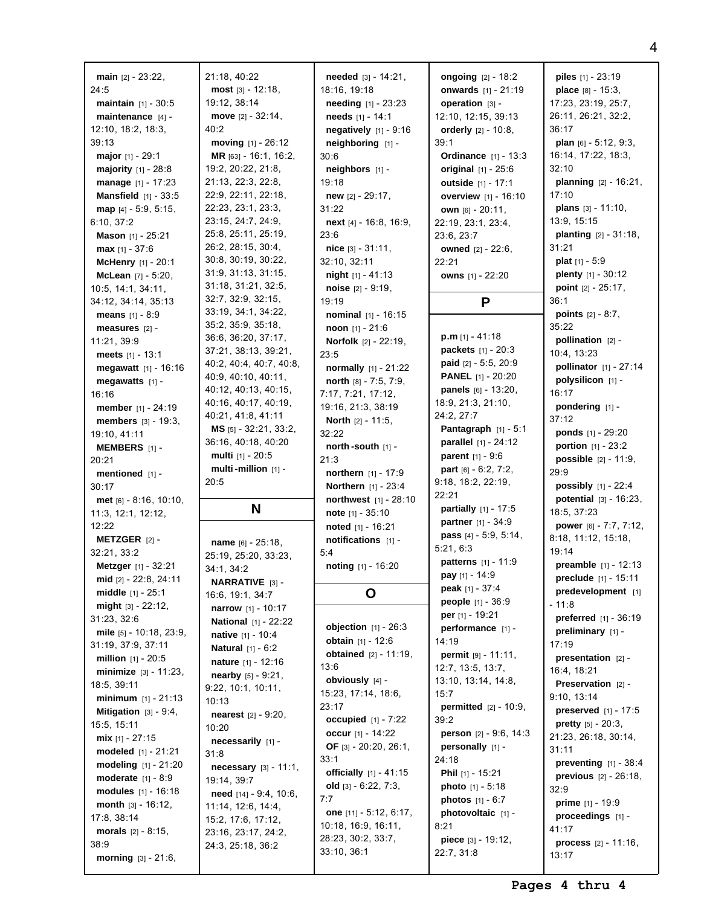**main** [2] - 23:22, 24:5
**maintain** [1] - 30:5
**maintenance** [4] - 12:10, 18:2, 18:3, 39:13
**major** [1] - 29:1
**majority** [1] - 28:8
**manage** [1] - 17:23
**Mansfield** [1] - 33:5
**map** [4] - 5:9, 5:15, 6:10, 37:2
**Mason** [1] - 25:21
**max** [1] - 37:6
**McHenry** [1] - 20:1
**McLean** [7] - 5:20, 10:5, 14:1, 34:11, 34:12, 34:14, 35:13
**means** [1] - 8:9
**measures** [2] - 11:21, 39:9
**meets** [1] - 13:1
**megawatt** [1] - 16:16
**megawatts** [1] - 16:16
**member** [1] - 24:19
**members** [3] - 19:3, 19:10, 41:11
**MEMBERS** [1] - 20:21
**mentioned** [1] - 30:17
**met** [6] - 8:16, 10:10, 11:3, 12:1, 12:12, 12:22
**METZGER** [2] - 32:21, 33:2
**Metzger** [1] - 32:21
**mid** [2] - 22:8, 24:11
**middle** [1] - 25:1
**might** [3] - 22:12, 31:23, 32:6
**mile** [5] - 10:18, 23:9, 31:19, 37:9, 37:11
**million** [1] - 20:5
**minimize** [3] - 11:23, 18:5, 39:11
**minimum** [1] - 21:13
**Mitigation** [3] - 9:4, 15:5, 15:11
**mix** [1] - 27:15
**modeled** [1] - 21:21
**modeling** [1] - 21:20
**moderate** [1] - 8:9
**modules** [1] - 16:18
**month** [3] - 16:12, 17:8, 38:14
**morals** [2] - 8:15, 38:9
**morning** [3] - 21:6, 21:18, 40:22
**most** [3] - 12:18, 19:12, 38:14
**move** [2] - 32:14, 40:2
**moving** [1] - 26:12
**MR** [63] - 16:1, 16:2, 19:2, 20:22, 21:8, 21:13, 22:3, 22:8, 22:9, 22:11, 22:18, 22:23, 23:1, 23:3, 23:15, 24:7, 24:9, 25:8, 25:11, 25:19, 26:2, 28:15, 30:4, 30:8, 30:19, 30:22, 31:9, 31:13, 31:15, 31:18, 31:21, 32:5, 32:7, 32:9, 32:15, 33:19, 34:1, 34:22, 35:2, 35:9, 35:18, 36:6, 36:20, 37:17, 37:21, 38:13, 39:21, 40:2, 40:4, 40:7, 40:8, 40:9, 40:10, 40:11, 40:12, 40:13, 40:15, 40:16, 40:17, 40:19, 40:21, 41:8, 41:11
**MS** [5] - 32:21, 33:2, 36:16, 40:18, 40:20
**multi** [1] - 20:5
**multi-million** [1] - 20:5

## N

**name** [6] - 25:18, 25:19, 25:20, 33:23, 34:1, 34:2
**NARRATIVE** [3] - 16:6, 19:1, 34:7
**narrow** [1] - 10:17
**National** [1] - 22:22
**native** [1] - 10:4
**Natural** [1] - 6:2
**nature** [1] - 12:16
**nearby** [5] - 9:21, 9:22, 10:1, 10:11, 10:13
**nearest** [2] - 9:20, 10:20
**necessarily** [1] - 31:8
**necessary** [3] - 11:1, 19:14, 39:7
**need** [14] - 9:4, 10:6, 11:14, 12:6, 14:4, 15:2, 17:6, 17:12, 23:16, 23:17, 24:2, 24:3, 25:18, 36:2
**needed** [3] - 14:21, 18:16, 19:18
**needing** [1] - 23:23
**needs** [1] - 14:1
**negatively** [1] - 9:16
**neighboring** [1] - 30:6
**neighbors** [1] - 19:18
**new** [2] - 29:17, 31:22
**next** [4] - 16:8, 16:9, 23:6
**nice** [3] - 31:11, 32:10, 32:11
**night** [1] - 41:13
**noise** [2] - 9:19, 19:19
**nominal** [1] - 16:15
**noon** [1] - 21:6
**Norfolk** [2] - 22:19, 23:5
**normally** [1] - 21:22
**north** [8] - 7:5, 7:9, 7:17, 7:21, 17:12, 19:16, 21:3, 38:19
**North** [2] - 11:5, 32:22
**north-south** [1] - 21:3
**northern** [1] - 17:9
**Northern** [1] - 23:4
**northwest** [1] - 28:10
**note** [1] - 35:10
**noted** [1] - 16:21
**notifications** [1] - 5:4
**noting** [1] - 16:20

## O

**objection** [1] - 26:3
**obtain** [1] - 12:6
**obtained** [2] - 11:19, 13:6
**obviously** [4] - 15:23, 17:14, 18:6, 23:17
**occupied** [1] - 7:22
**occur** [1] - 14:22
**OF** [3] - 20:20, 26:1, 33:1
**officially** [1] - 41:15
**old** [3] - 6:22, 7:3, 7:7
**one** [11] - 5:12, 6:17, 10:18, 16:9, 16:11, 28:23, 30:2, 33:7, 33:10, 36:1
**ongoing** [2] - 18:2
**onwards** [1] - 21:19
**operation** [3] - 12:10, 12:15, 39:13
**orderly** [2] - 10:8, 39:1
**Ordinance** [1] - 13:3
**original** [1] - 25:6
**outside** [1] - 17:1
**overview** [1] - 16:10
**own** [6] - 20:11, 22:19, 23:1, 23:4, 23:6, 23:7
**owned** [2] - 22:6, 22:21
**owns** [1] - 22:20

## P

**p.m** [1] - 41:18
**packets** [1] - 20:3
**paid** [2] - 5:5, 20:9
**PANEL** [1] - 20:20
**panels** [6] - 13:20, 18:9, 21:3, 21:10, 24:2, 27:7
**Pantagraph** [1] - 5:1
**parallel** [1] - 24:12
**parent** [1] - 9:6
**part** [6] - 6:2, 7:2, 9:18, 18:2, 22:19, 22:21
**partially** [1] - 17:5
**partner** [1] - 34:9
**pass** [4] - 5:9, 5:14, 5:21, 6:3
**patterns** [1] - 11:9
**pay** [1] - 14:9
**peak** [1] - 37:4
**people** [1] - 36:9
**per** [1] - 19:21
**performance** [1] - 14:19
**permit** [9] - 11:11, 12:7, 13:5, 13:7, 13:10, 13:14, 14:8, 15:7
**permitted** [2] - 10:9, 39:2
**person** [2] - 9:6, 14:3
**personally** [1] - 24:18
**Phil** [1] - 15:21
**photo** [1] - 5:18
**photos** [1] - 6:7
**photovoltaic** [1] - 8:21
**piece** [3] - 19:12, 22:7, 31:8
**piles** [1] - 23:19
**place** [8] - 15:3, 17:23, 23:19, 25:7, 26:11, 26:21, 32:2, 36:17
**plan** [6] - 5:12, 9:3, 16:14, 17:22, 18:3, 32:10
**planning** [2] - 16:21, 17:10
**plans** [3] - 11:10, 13:9, 15:15
**planting** [2] - 31:18, 31:21
**plat** [1] - 5:9
**plenty** [1] - 30:12
**point** [2] - 25:17, 36:1
**points** [2] - 8:7, 35:22
**pollination** [2] - 10:4, 13:23
**pollinator** [1] - 27:14
**polysilicon** [1] - 16:17
**pondering** [1] - 37:12
**ponds** [1] - 29:20
**portion** [1] - 23:2
**possible** [2] - 11:9, 29:9
**possibly** [1] - 22:4
**potential** [3] - 16:23, 18:5, 37:23
**power** [6] - 7:7, 7:12, 8:18, 11:12, 15:18, 19:14
**preamble** [1] - 12:13
**preclude** [1] - 15:11
**predevelopment** [1] - 11:8
**preferred** [1] - 36:19
**preliminary** [1] - 17:19
**presentation** [2] - 16:4, 18:21
**Preservation** [2] - 9:10, 13:14
**preserved** [1] - 17:5
**pretty** [5] - 20:3, 21:23, 26:18, 30:14, 31:11
**preventing** [1] - 38:4
**previous** [2] - 26:18, 32:9
**prime** [1] - 19:9
**proceedings** [1] - 41:17
**process** [2] - 11:16, 13:17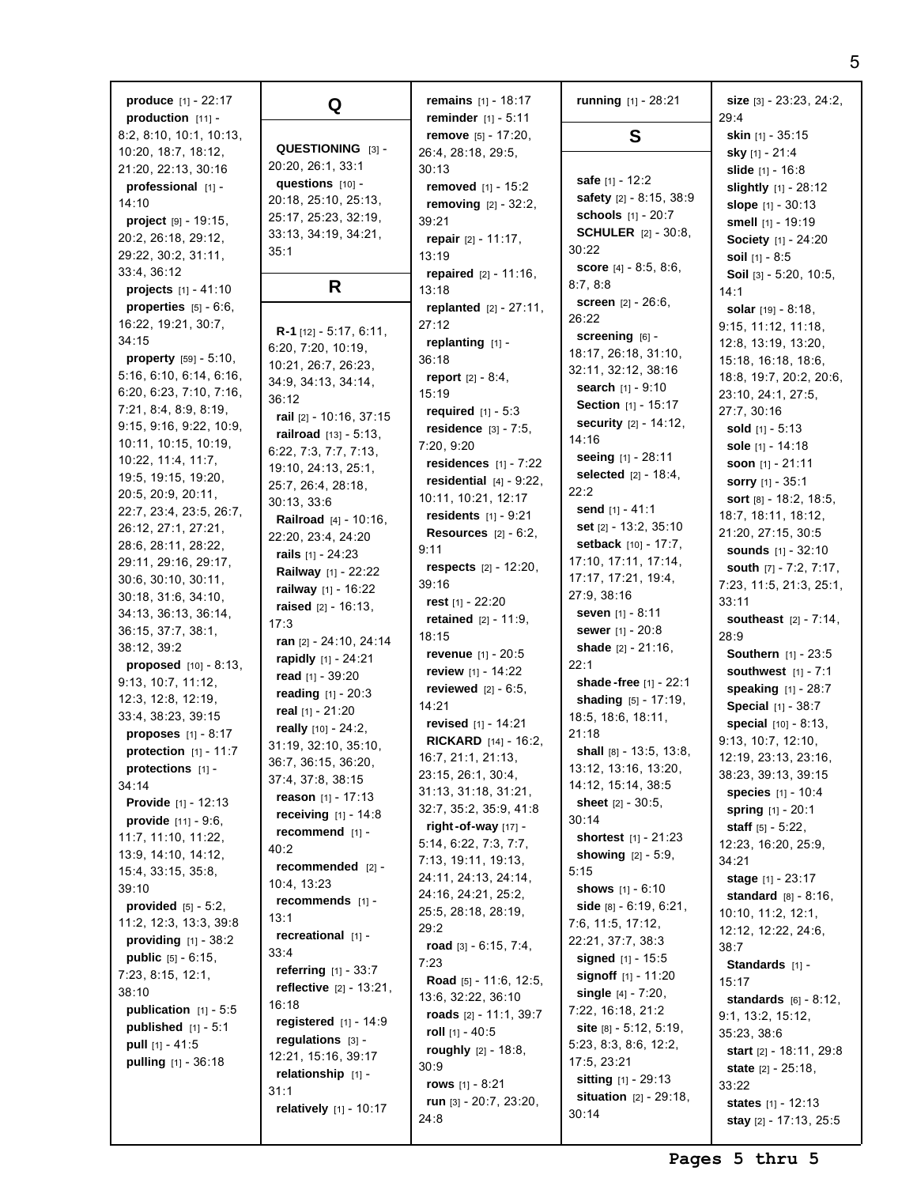**produce** [1] - 22:17
**production** [11] - 8:2, 8:10, 10:1, 10:13, 10:20, 18:7, 18:12, 21:20, 22:13, 30:16
**professional** [1] - 14:10
**project** [9] - 19:15, 20:2, 26:18, 29:12, 29:22, 30:2, 31:11, 33:4, 36:12
**projects** [1] - 41:10
**properties** [5] - 6:6, 16:22, 19:21, 30:7, 34:15
**property** [59] - 5:10, 5:16, 6:10, 6:14, 6:16, 6:20, 6:23, 7:10, 7:16, 7:21, 8:4, 8:9, 8:19, 9:15, 9:16, 9:22, 10:9, 10:11, 10:15, 10:19, 10:22, 11:4, 11:7, 19:5, 19:15, 19:20, 20:5, 20:9, 20:11, 22:7, 23:4, 23:5, 26:7, 26:12, 27:1, 27:21, 28:6, 28:11, 28:22, 29:11, 29:16, 29:17, 30:6, 30:10, 30:11, 30:18, 31:6, 34:10, 34:13, 36:13, 36:14, 36:15, 37:7, 38:1, 38:12, 39:2
**proposed** [10] - 8:13, 9:13, 10:7, 11:12, 12:3, 12:8, 12:19, 33:4, 38:23, 39:15
**proposes** [1] - 8:17
**protection** [1] - 11:7
**protections** [1] - 34:14
**Provide** [1] - 12:13
**provide** [11] - 9:6, 11:7, 11:10, 11:22, 13:9, 14:10, 14:12, 15:4, 33:15, 35:8, 39:10
**provided** [5] - 5:2, 11:2, 12:3, 13:3, 39:8
**providing** [1] - 38:2
**public** [5] - 6:15, 7:23, 8:15, 12:1, 38:10
**publication** [1] - 5:5
**published** [1] - 5:1
**pull** [1] - 41:5
**pulling** [1] - 36:18

## Q

**QUESTIONING** [3] - 20:20, 26:1, 33:1
**questions** [10] - 20:18, 25:10, 25:13, 25:17, 25:23, 32:19, 33:13, 34:19, 34:21, 35:1

## R

**R-1** [12] - 5:17, 6:11, 6:20, 7:20, 10:19, 10:21, 26:7, 26:23, 34:9, 34:13, 34:14, 36:12
**rail** [2] - 10:16, 37:15
**railroad** [13] - 5:13, 6:22, 7:3, 7:7, 7:13, 19:10, 24:13, 25:1, 25:7, 26:4, 28:18, 30:13, 33:6
**Railroad** [4] - 10:16, 22:20, 23:4, 24:20
**rails** [1] - 24:23
**Railway** [1] - 22:22
**railway** [1] - 16:22
**raised** [2] - 16:13, 17:3
**ran** [2] - 24:10, 24:14
**rapidly** [1] - 24:21
**read** [1] - 39:20
**reading** [1] - 20:3
**real** [1] - 21:20
**really** [10] - 24:2, 31:19, 32:10, 35:10, 36:7, 36:15, 36:20, 37:4, 37:8, 38:15
**reason** [1] - 17:13
**receiving** [1] - 14:8
**recommend** [1] - 40:2
**recommended** [2] - 10:4, 13:23
**recommends** [1] - 13:1
**recreational** [1] - 33:4
**referring** [1] - 33:7
**reflective** [2] - 13:21, 16:18
**registered** [1] - 14:9
**regulations** [3] - 12:21, 15:16, 39:17
**relationship** [1] - 31:1
**relatively** [1] - 10:17
**remains** [1] - 18:17
**reminder** [1] - 5:11
**remove** [5] - 17:20, 26:4, 28:18, 29:5, 30:13
**removed** [1] - 15:2
**removing** [2] - 32:2, 39:21
**repair** [2] - 11:17, 13:19
**repaired** [2] - 11:16, 13:18
**replanted** [2] - 27:11, 27:12
**replanting** [1] - 36:18
**report** [2] - 8:4, 15:19
**required** [1] - 5:3
**residence** [3] - 7:5, 7:20, 9:20
**residences** [1] - 7:22
**residential** [4] - 9:22, 10:11, 10:21, 12:17
**residents** [1] - 9:21
**Resources** [2] - 6:2, 9:11
**respects** [2] - 12:20, 39:16
**rest** [1] - 22:20
**retained** [2] - 11:9, 18:15
**revenue** [1] - 20:5
**review** [1] - 14:22
**reviewed** [2] - 6:5, 14:21
**revised** [1] - 14:21
**RICKARD** [14] - 16:2, 16:7, 21:1, 21:13, 23:15, 26:1, 30:4, 31:13, 31:18, 31:21, 32:7, 35:2, 35:9, 41:8
**right-of-way** [17] - 5:14, 6:22, 7:3, 7:7, 7:13, 19:11, 19:13, 24:11, 24:13, 24:14, 24:16, 24:21, 25:2, 25:5, 28:18, 28:19, 29:2
**road** [3] - 6:15, 7:4, 7:23
**Road** [5] - 11:6, 12:5, 13:6, 32:22, 36:10
**roads** [2] - 11:1, 39:7
**roll** [1] - 40:5
**roughly** [2] - 18:8, 30:9
**rows** [1] - 8:21
**run** [3] - 20:7, 23:20, 24:8
**running** [1] - 28:21

## S

**safe** [1] - 12:2
**safety** [2] - 8:15, 38:9
**schools** [1] - 20:7
**SCHULER** [2] - 30:8, 30:22
**score** [4] - 8:5, 8:6, 8:7, 8:8
**screen** [2] - 26:6, 26:22
**screening** [6] - 18:17, 26:18, 31:10, 32:11, 32:12, 38:16
**search** [1] - 9:10
**Section** [1] - 15:17
**security** [2] - 14:12, 14:16
**seeing** [1] - 28:11
**selected** [2] - 18:4, 22:2
**send** [1] - 41:1
**set** [2] - 13:2, 35:10
**setback** [10] - 17:7, 17:10, 17:11, 17:14, 17:17, 17:21, 19:4, 27:9, 38:16
**seven** [1] - 8:11
**sewer** [1] - 20:8
**shade** [2] - 21:16, 22:1
**shade-free** [1] - 22:1
**shading** [5] - 17:19, 18:5, 18:6, 18:11, 21:18
**shall** [8] - 13:5, 13:8, 13:12, 13:16, 13:20, 14:12, 15:14, 38:5
**sheet** [2] - 30:5, 30:14
**shortest** [1] - 21:23
**showing** [2] - 5:9, 5:15
**shows** [1] - 6:10
**side** [8] - 6:19, 6:21, 7:6, 11:5, 17:12, 22:21, 37:7, 38:3
**signed** [1] - 15:5
**signoff** [1] - 11:20
**single** [4] - 7:20, 7:22, 16:18, 21:2
**site** [8] - 5:12, 5:19, 5:23, 8:3, 8:6, 12:2, 17:5, 23:21
**sitting** [1] - 29:13
**situation** [2] - 29:18, 30:14
**size** [3] - 23:23, 24:2, 29:4
**skin** [1] - 35:15
**sky** [1] - 21:4
**slide** [1] - 16:8
**slightly** [1] - 28:12
**slope** [1] - 30:13
**smell** [1] - 19:19
**Society** [1] - 24:20
**soil** [1] - 8:5
**Soil** [3] - 5:20, 10:5, 14:1
**solar** [19] - 8:18, 9:15, 11:12, 11:18, 12:8, 13:19, 13:20, 15:18, 16:18, 18:6, 18:8, 19:7, 20:2, 20:6, 23:10, 24:1, 27:5, 27:7, 30:16
**sold** [1] - 5:13
**sole** [1] - 14:18
**soon** [1] - 21:11
**sorry** [1] - 35:1
**sort** [8] - 18:2, 18:5, 18:7, 18:11, 18:12, 21:20, 27:15, 30:5
**sounds** [1] - 32:10
**south** [7] - 7:2, 7:17, 7:23, 11:5, 21:3, 25:1, 33:11
**southeast** [2] - 7:14, 28:9
**Southern** [1] - 23:5
**southwest** [1] - 7:1
**speaking** [1] - 28:7
**Special** [1] - 38:7
**special** [10] - 8:13, 9:13, 10:7, 12:10, 12:19, 23:13, 23:16, 38:23, 39:13, 39:15
**species** [1] - 10:4
**spring** [1] - 20:1
**staff** [5] - 5:22, 12:23, 16:20, 25:9, 34:21
**stage** [1] - 23:17
**standard** [8] - 8:16, 10:10, 11:2, 12:1, 12:12, 12:22, 24:6, 38:7
**Standards** [1] - 15:17
**standards** [6] - 8:12, 9:1, 13:2, 15:12, 35:23, 38:6
**start** [2] - 18:11, 29:8
**state** [2] - 25:18, 33:22
**states** [1] - 12:13
**stay** [2] - 17:13, 25:5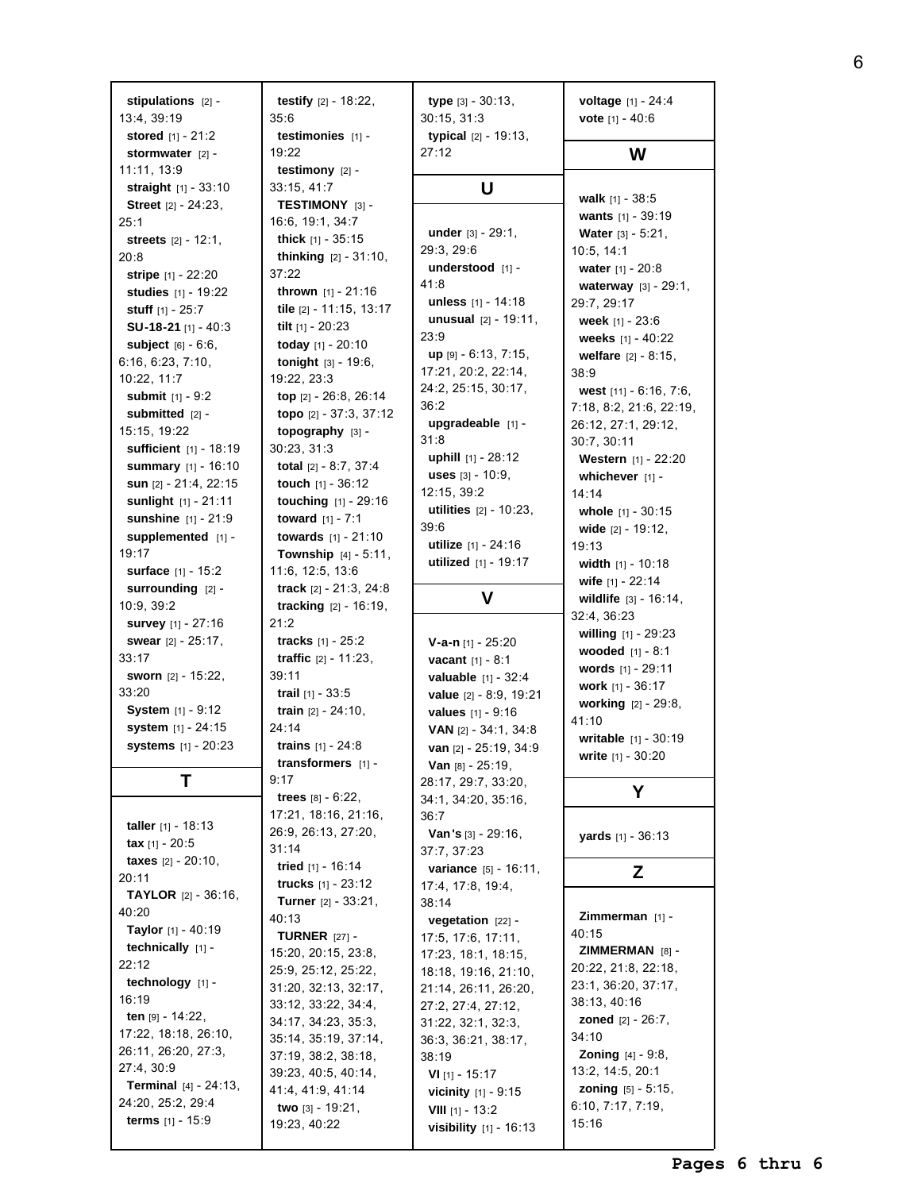**stipulations** [2] - 13:4, 39:19
**stored** [1] - 21:2
**stormwater** [2] - 11:11, 13:9
**straight** [1] - 33:10
**Street** [2] - 24:23, 25:1
**streets** [2] - 12:1, 20:8
**stripe** [1] - 22:20
**studies** [1] - 19:22
**stuff** [1] - 25:7
**SU-18-21** [1] - 40:3
**subject** [6] - 6:6, 6:16, 6:23, 7:10, 10:22, 11:7
**submit** [1] - 9:2
**submitted** [2] - 15:15, 19:22
**sufficient** [1] - 18:19
**summary** [1] - 16:10
**sun** [2] - 21:4, 22:15
**sunlight** [1] - 21:11
**sunshine** [1] - 21:9
**supplemented** [1] - 19:17
**surface** [1] - 15:2
**surrounding** [2] - 10:9, 39:2
**survey** [1] - 27:16
**swear** [2] - 25:17, 33:17
**sworn** [2] - 15:22, 33:20
**System** [1] - 9:12
**system** [1] - 24:15
**systems** [1] - 20:23

## T

**taller** [1] - 18:13
**tax** [1] - 20:5
**taxes** [2] - 20:10, 20:11
**TAYLOR** [2] - 36:16, 40:20
**Taylor** [1] - 40:19
**technically** [1] - 22:12
**technology** [1] - 16:19
**ten** [9] - 14:22, 17:22, 18:18, 26:10, 26:11, 26:20, 27:3, 27:4, 30:9
**Terminal** [4] - 24:13, 24:20, 25:2, 29:4
**terms** [1] - 15:9
**testify** [2] - 18:22, 35:6
**testimonies** [1] - 19:22
**testimony** [2] - 33:15, 41:7
**TESTIMONY** [3] - 16:6, 19:1, 34:7
**thick** [1] - 35:15
**thinking** [2] - 31:10, 37:22
**thrown** [1] - 21:16
**tile** [2] - 11:15, 13:17
**tilt** [1] - 20:23
**today** [1] - 20:10
**tonight** [3] - 19:6, 19:22, 23:3
**top** [2] - 26:8, 26:14
**topo** [2] - 37:3, 37:12
**topography** [3] - 30:23, 31:3
**total** [2] - 8:7, 37:4
**touch** [1] - 36:12
**touching** [1] - 29:16
**toward** [1] - 7:1
**towards** [1] - 21:10
**Township** [4] - 5:11, 11:6, 12:5, 13:6
**track** [2] - 21:3, 24:8
**tracking** [2] - 16:19, 21:2
**tracks** [1] - 25:2
**traffic** [2] - 11:23, 39:11
**trail** [1] - 33:5
**train** [2] - 24:10, 24:14
**trains** [1] - 24:8
**transformers** [1] - 9:17
**trees** [8] - 6:22, 17:21, 18:16, 21:16, 26:9, 26:13, 27:20, 31:14
**tried** [1] - 16:14
**trucks** [1] - 23:12
**Turner** [2] - 33:21, 40:13
**TURNER** [27] - 15:20, 20:15, 23:8, 25:9, 25:12, 25:22, 31:20, 32:13, 32:17, 33:12, 33:22, 34:4, 34:17, 34:23, 35:3, 35:14, 35:19, 37:14, 37:19, 38:2, 38:18, 39:23, 40:5, 40:14, 41:4, 41:9, 41:14
**two** [3] - 19:21, 19:23, 40:22
**type** [3] - 30:13, 30:15, 31:3
**typical** [2] - 19:13, 27:12

## U

**under** [3] - 29:1, 29:3, 29:6
**understood** [1] - 41:8
**unless** [1] - 14:18
**unusual** [2] - 19:11, 23:9
**up** [9] - 6:13, 7:15, 17:21, 20:2, 22:14, 24:2, 25:15, 30:17, 36:2
**upgradeable** [1] - 31:8
**uphill** [1] - 28:12
**uses** [3] - 10:9, 12:15, 39:2
**utilities** [2] - 10:23, 39:6
**utilize** [1] - 24:16
**utilized** [1] - 19:17

## V

**V-a-n** [1] - 25:20
**vacant** [1] - 8:1
**valuable** [1] - 32:4
**value** [2] - 8:9, 19:21
**values** [1] - 9:16
**VAN** [2] - 34:1, 34:8
**van** [2] - 25:19, 34:9
**Van** [8] - 25:19, 28:17, 29:7, 33:20, 34:1, 34:20, 35:16, 36:7
**Van's** [3] - 29:16, 37:7, 37:23
**variance** [5] - 16:11, 17:4, 17:8, 19:4, 38:14
**vegetation** [22] - 17:5, 17:6, 17:11, 17:23, 18:1, 18:15, 18:18, 19:16, 21:10, 21:14, 26:11, 26:20, 27:2, 27:4, 27:12, 31:22, 32:1, 32:3, 36:3, 36:21, 38:17, 38:19
**VI** [1] - 15:17
**vicinity** [1] - 9:15
**VIII** [1] - 13:2
**visibility** [1] - 16:13
**voltage** [1] - 24:4
**vote** [1] - 40:6

## W

**walk** [1] - 38:5
**wants** [1] - 39:19
**Water** [3] - 5:21, 10:5, 14:1
**water** [1] - 20:8
**waterway** [3] - 29:1, 29:7, 29:17
**week** [1] - 23:6
**weeks** [1] - 40:22
**welfare** [2] - 8:15, 38:9
**west** [11] - 6:16, 7:6, 7:18, 8:2, 21:6, 22:19, 26:12, 27:1, 29:12, 30:7, 30:11
**Western** [1] - 22:20
**whichever** [1] - 14:14
**whole** [1] - 30:15
**wide** [2] - 19:12, 19:13
**width** [1] - 10:18
**wife** [1] - 22:14
**wildlife** [3] - 16:14, 32:4, 36:23
**willing** [1] - 29:23
**wooded** [1] - 8:1
**words** [1] - 29:11
**work** [1] - 36:17
**working** [2] - 29:8, 41:10
**writable** [1] - 30:19
**write** [1] - 30:20

## Y

**yards** [1] - 36:13

## Z

**Zimmerman** [1] - 40:15
**ZIMMERMAN** [8] - 20:22, 21:8, 22:18, 23:1, 36:20, 37:17, 38:13, 40:16
**zoned** [2] - 26:7, 34:10
**Zoning** [4] - 9:8, 13:2, 14:5, 20:1
**zoning** [5] - 5:15, 6:10, 7:17, 7:19, 15:16